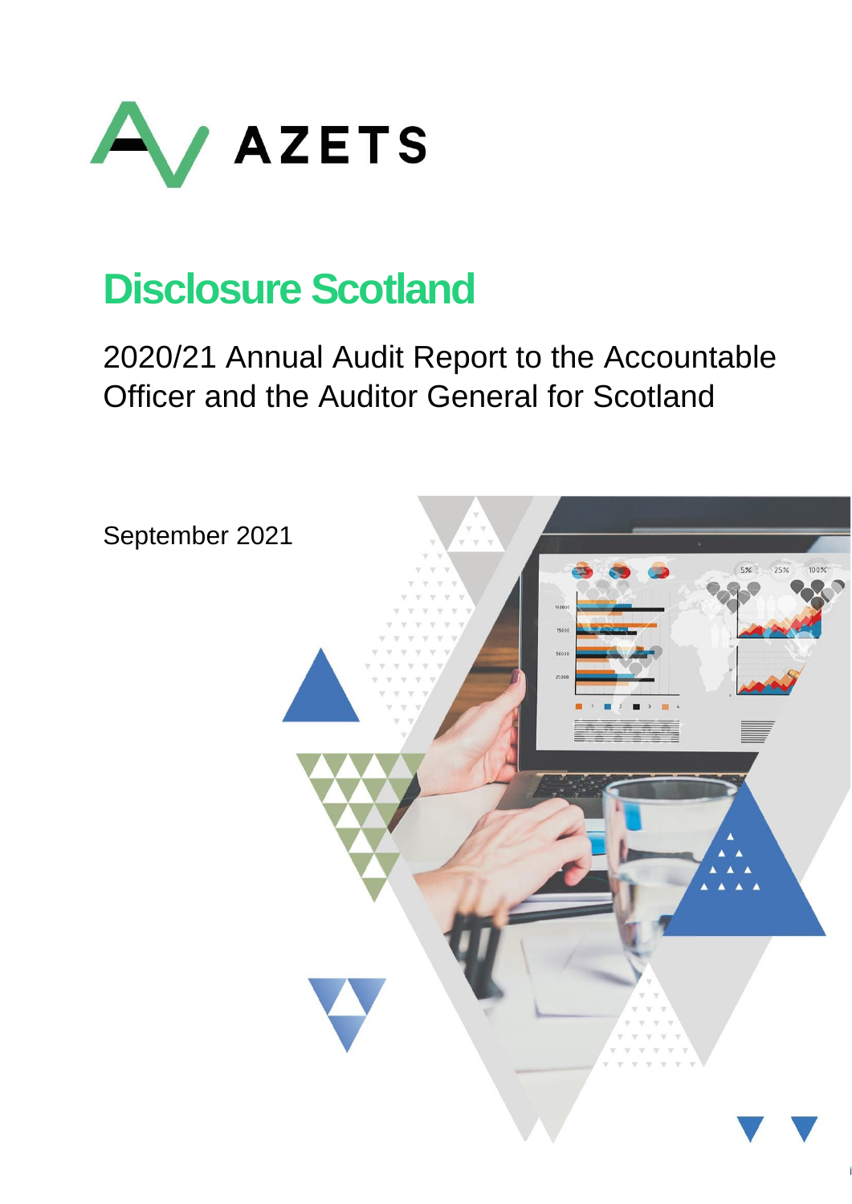AZETS

# Disclosure Scotland

## 2020/21 Annual Audit Report to the Accountable Officer and the Auditor General for Scotland

September 2021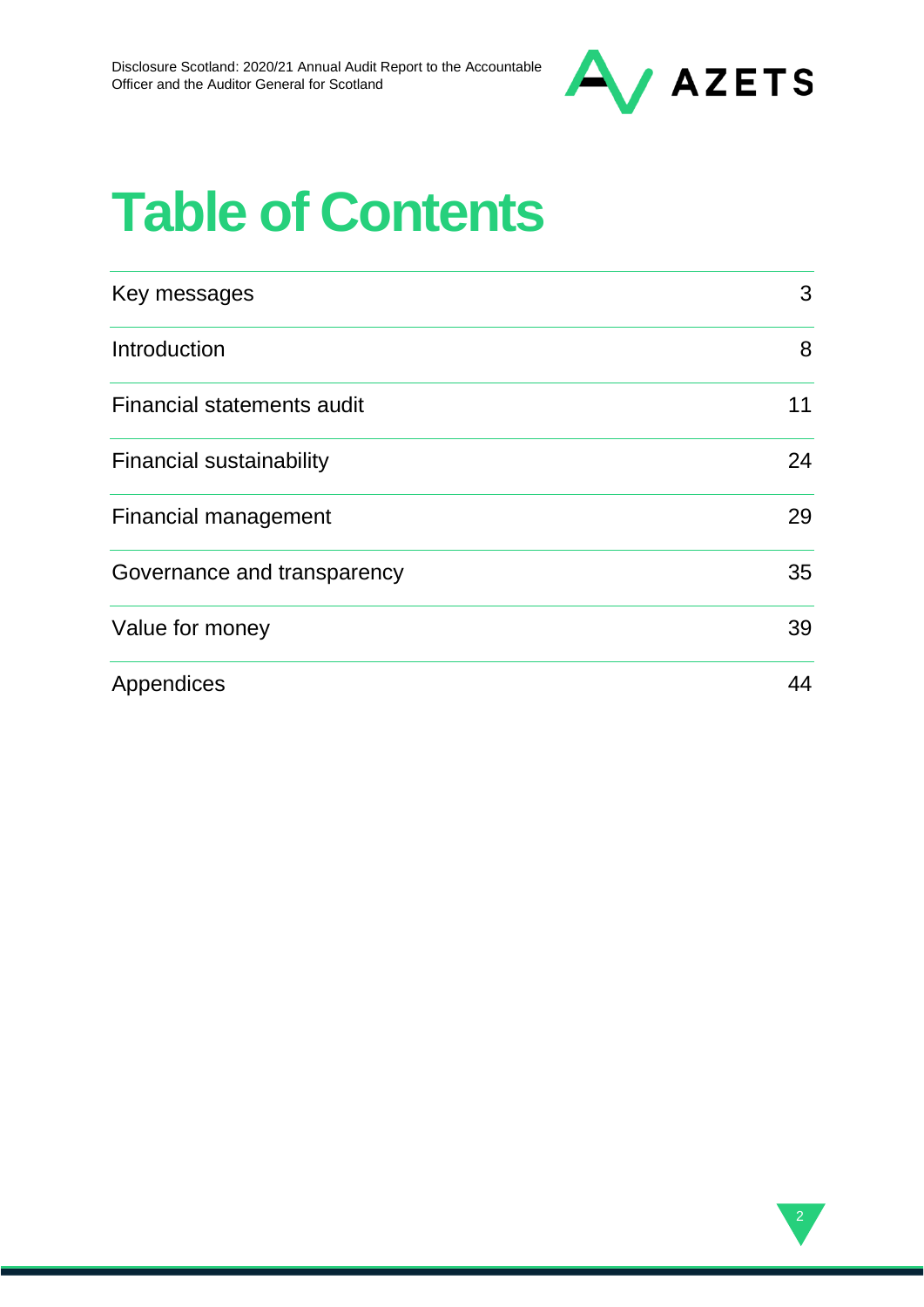# Table of Contents

| | |
|---|---|
| Key messages | 3 |
| Introduction | 8 |
| Financial statements audit | 11 |
| Financial sustainability | 24 |
| Financial management | 29 |
| Governance and transparency | 35 |
| Value for money | 39 |
| Appendices | 44 |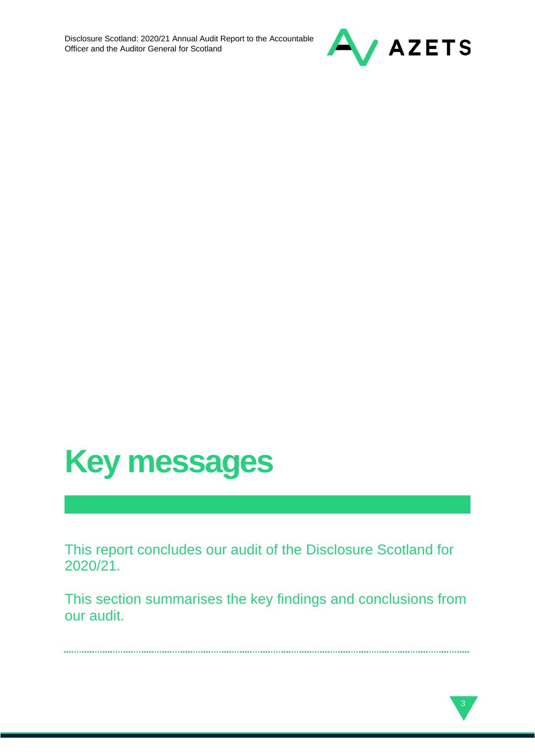# Key messages

This report concludes our audit of the Disclosure Scotland for 2020/21.

This section summarises the key findings and conclusions from our audit.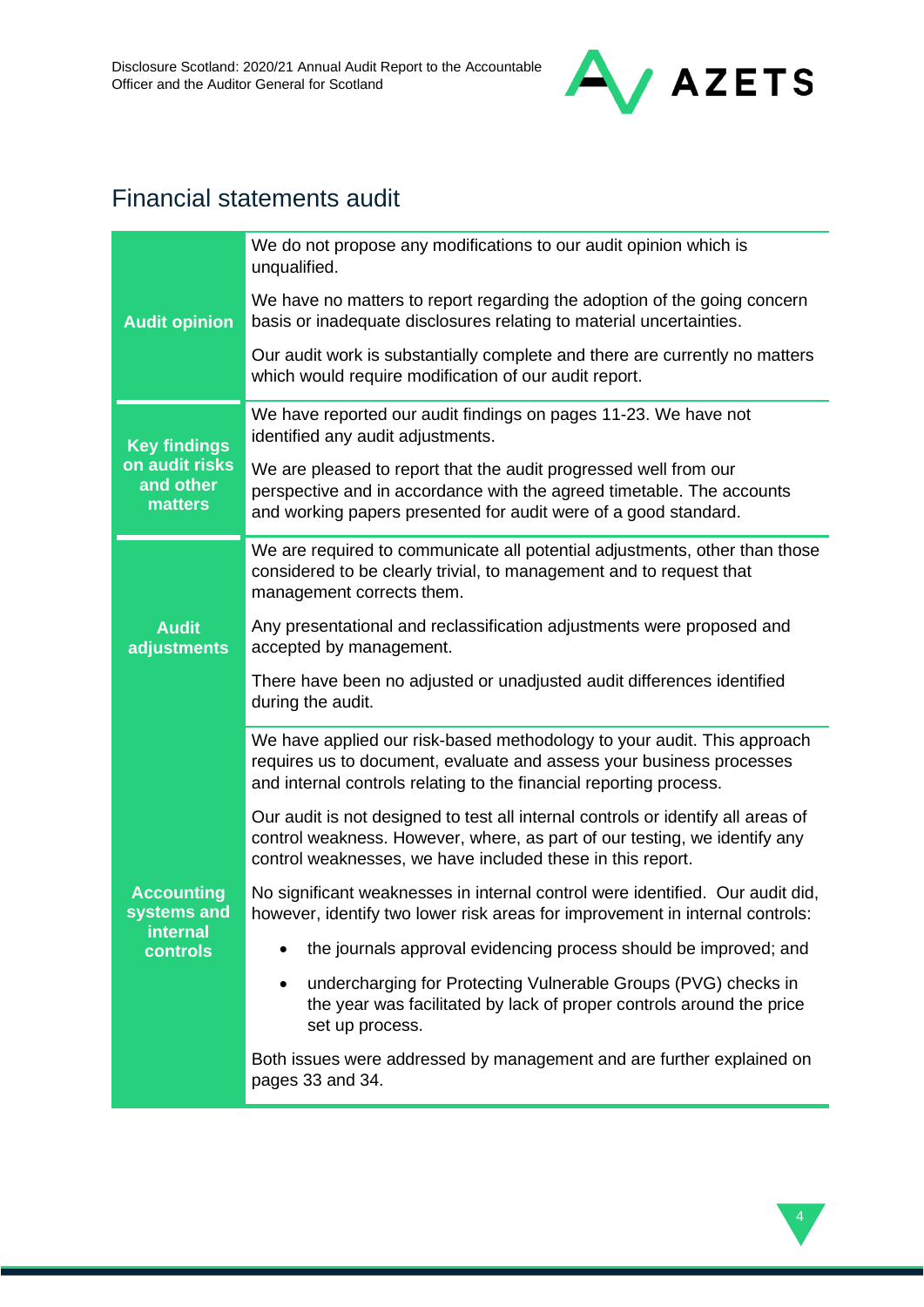## Financial statements audit

| | |
|---|---|
| **Audit opinion** | We do not propose any modifications to our audit opinion which is unqualified.<br><br>We have no matters to report regarding the adoption of the going concern basis or inadequate disclosures relating to material uncertainties.<br><br>Our audit work is substantially complete and there are currently no matters which would require modification of our audit report. |
| **Key findings on audit risks and other matters** | We have reported our audit findings on pages 11-23. We have not identified any audit adjustments.<br><br>We are pleased to report that the audit progressed well from our perspective and in accordance with the agreed timetable. The accounts and working papers presented for audit were of a good standard. |
| **Audit adjustments** | We are required to communicate all potential adjustments, other than those considered to be clearly trivial, to management and to request that management corrects them.<br><br>Any presentational and reclassification adjustments were proposed and accepted by management.<br><br>There have been no adjusted or unadjusted audit differences identified during the audit. |
| **Accounting systems and internal controls** | We have applied our risk-based methodology to your audit. This approach requires us to document, evaluate and assess your business processes and internal controls relating to the financial reporting process.<br><br>Our audit is not designed to test all internal controls or identify all areas of control weakness. However, where, as part of our testing, we identify any control weaknesses, we have included these in this report.<br><br>No significant weaknesses in internal control were identified. Our audit did, however, identify two lower risk areas for improvement in internal controls:<br><br>• the journals approval evidencing process should be improved; and<br><br>• undercharging for Protecting Vulnerable Groups (PVG) checks in the year was facilitated by lack of proper controls around the price set up process.<br><br>Both issues were addressed by management and are further explained on pages 33 and 34. |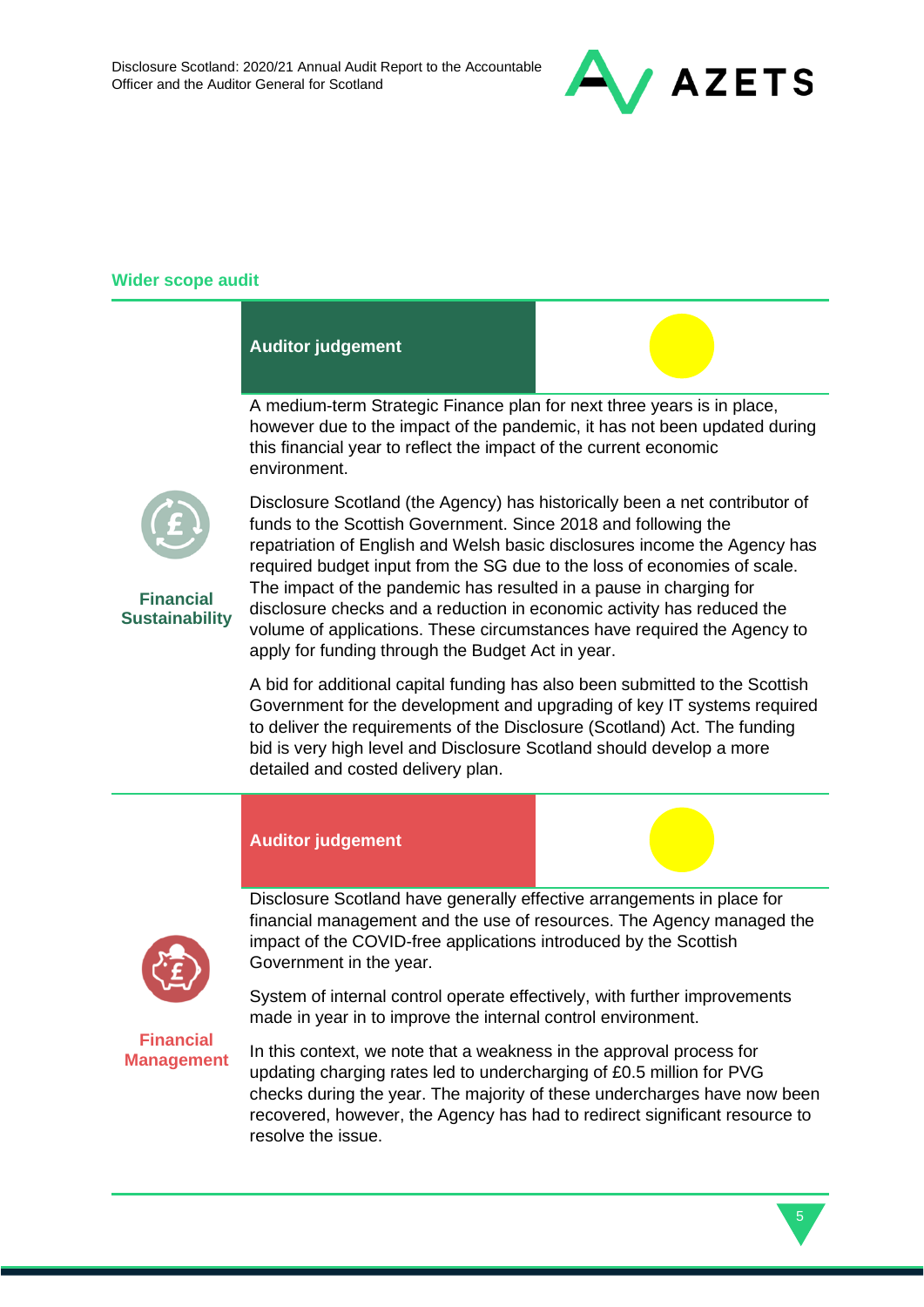## Wider scope audit

### Financial Sustainability

**Auditor judgement**

A medium-term Strategic Finance plan for next three years is in place, however due to the impact of the pandemic, it has not been updated during this financial year to reflect the impact of the current economic environment.

Disclosure Scotland (the Agency) has historically been a net contributor of funds to the Scottish Government. Since 2018 and following the repatriation of English and Welsh basic disclosures income the Agency has required budget input from the SG due to the loss of economies of scale. The impact of the pandemic has resulted in a pause in charging for disclosure checks and a reduction in economic activity has reduced the volume of applications. These circumstances have required the Agency to apply for funding through the Budget Act in year.

A bid for additional capital funding has also been submitted to the Scottish Government for the development and upgrading of key IT systems required to deliver the requirements of the Disclosure (Scotland) Act. The funding bid is very high level and Disclosure Scotland should develop a more detailed and costed delivery plan.

### Financial Management

**Auditor judgement**

Disclosure Scotland have generally effective arrangements in place for financial management and the use of resources. The Agency managed the impact of the COVID-free applications introduced by the Scottish Government in the year.

System of internal control operate effectively, with further improvements made in year in to improve the internal control environment.

In this context, we note that a weakness in the approval process for updating charging rates led to undercharging of £0.5 million for PVG checks during the year. The majority of these undercharges have now been recovered, however, the Agency has had to redirect significant resource to resolve the issue.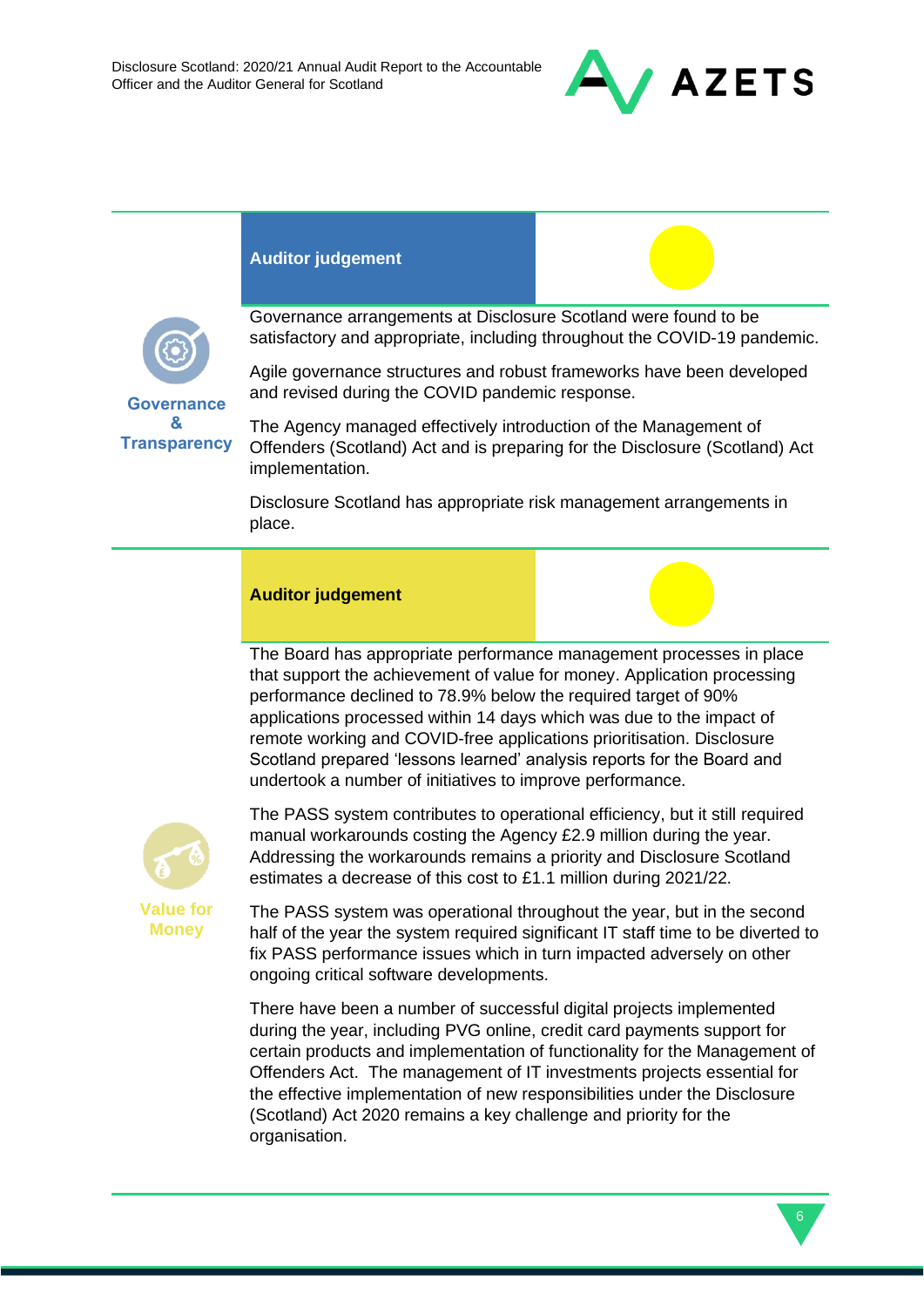**Governance & Transparency**

**Auditor judgement**

Governance arrangements at Disclosure Scotland were found to be satisfactory and appropriate, including throughout the COVID-19 pandemic.

Agile governance structures and robust frameworks have been developed and revised during the COVID pandemic response.

The Agency managed effectively introduction of the Management of Offenders (Scotland) Act and is preparing for the Disclosure (Scotland) Act implementation.

Disclosure Scotland has appropriate risk management arrangements in place.

**Value for Money**

**Auditor judgement**

The Board has appropriate performance management processes in place that support the achievement of value for money. Application processing performance declined to 78.9% below the required target of 90% applications processed within 14 days which was due to the impact of remote working and COVID-free applications prioritisation. Disclosure Scotland prepared 'lessons learned' analysis reports for the Board and undertook a number of initiatives to improve performance.

The PASS system contributes to operational efficiency, but it still required manual workarounds costing the Agency £2.9 million during the year. Addressing the workarounds remains a priority and Disclosure Scotland estimates a decrease of this cost to £1.1 million during 2021/22.

The PASS system was operational throughout the year, but in the second half of the year the system required significant IT staff time to be diverted to fix PASS performance issues which in turn impacted adversely on other ongoing critical software developments.

There have been a number of successful digital projects implemented during the year, including PVG online, credit card payments support for certain products and implementation of functionality for the Management of Offenders Act. The management of IT investments projects essential for the effective implementation of new responsibilities under the Disclosure (Scotland) Act 2020 remains a key challenge and priority for the organisation.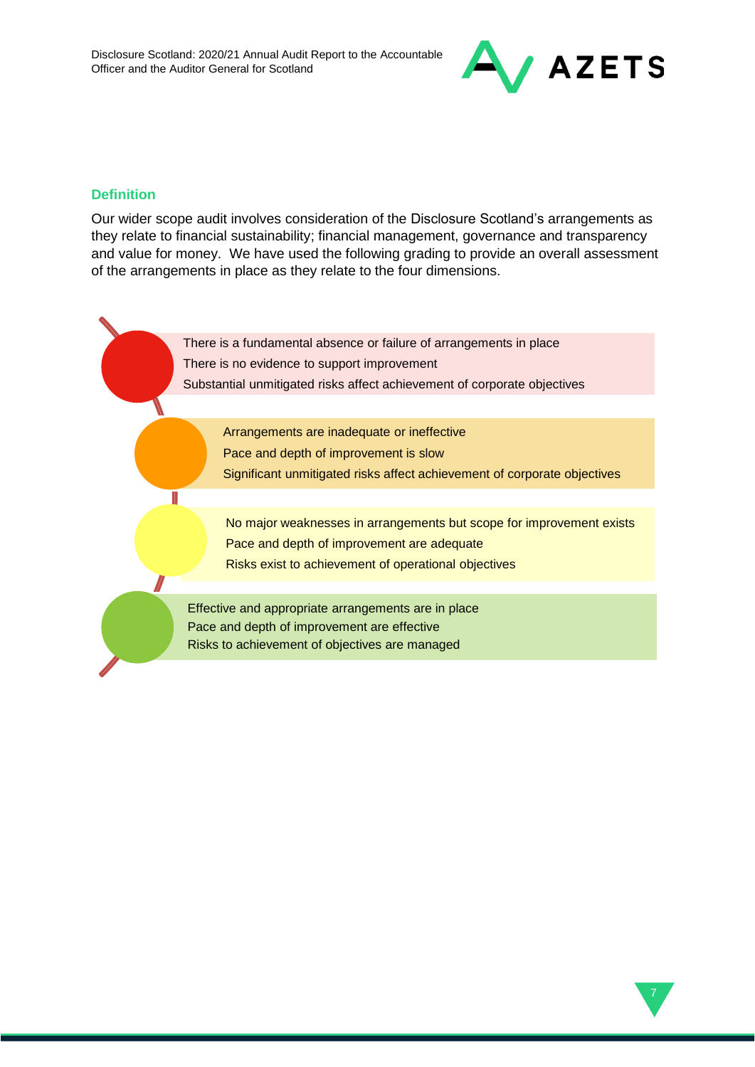### Definition

Our wider scope audit involves consideration of the Disclosure Scotland's arrangements as they relate to financial sustainability; financial management, governance and transparency and value for money. We have used the following grading to provide an overall assessment of the arrangements in place as they relate to the four dimensions.

- There is a fundamental absence or failure of arrangements in place
  There is no evidence to support improvement
  Substantial unmitigated risks affect achievement of corporate objectives

- Arrangements are inadequate or ineffective
  Pace and depth of improvement is slow
  Significant unmitigated risks affect achievement of corporate objectives

- No major weaknesses in arrangements but scope for improvement exists
  Pace and depth of improvement are adequate
  Risks exist to achievement of operational objectives

- Effective and appropriate arrangements are in place
  Pace and depth of improvement are effective
  Risks to achievement of objectives are managed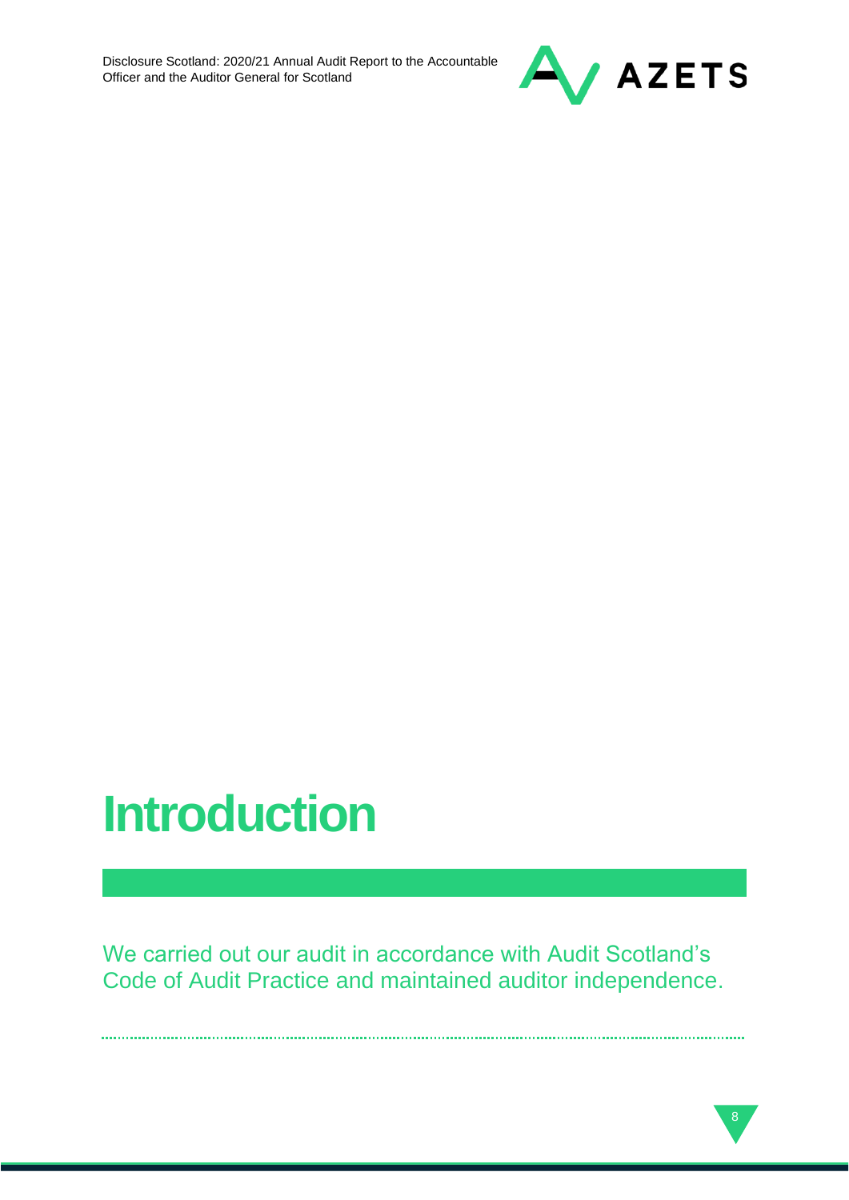# Introduction

We carried out our audit in accordance with Audit Scotland's Code of Audit Practice and maintained auditor independence.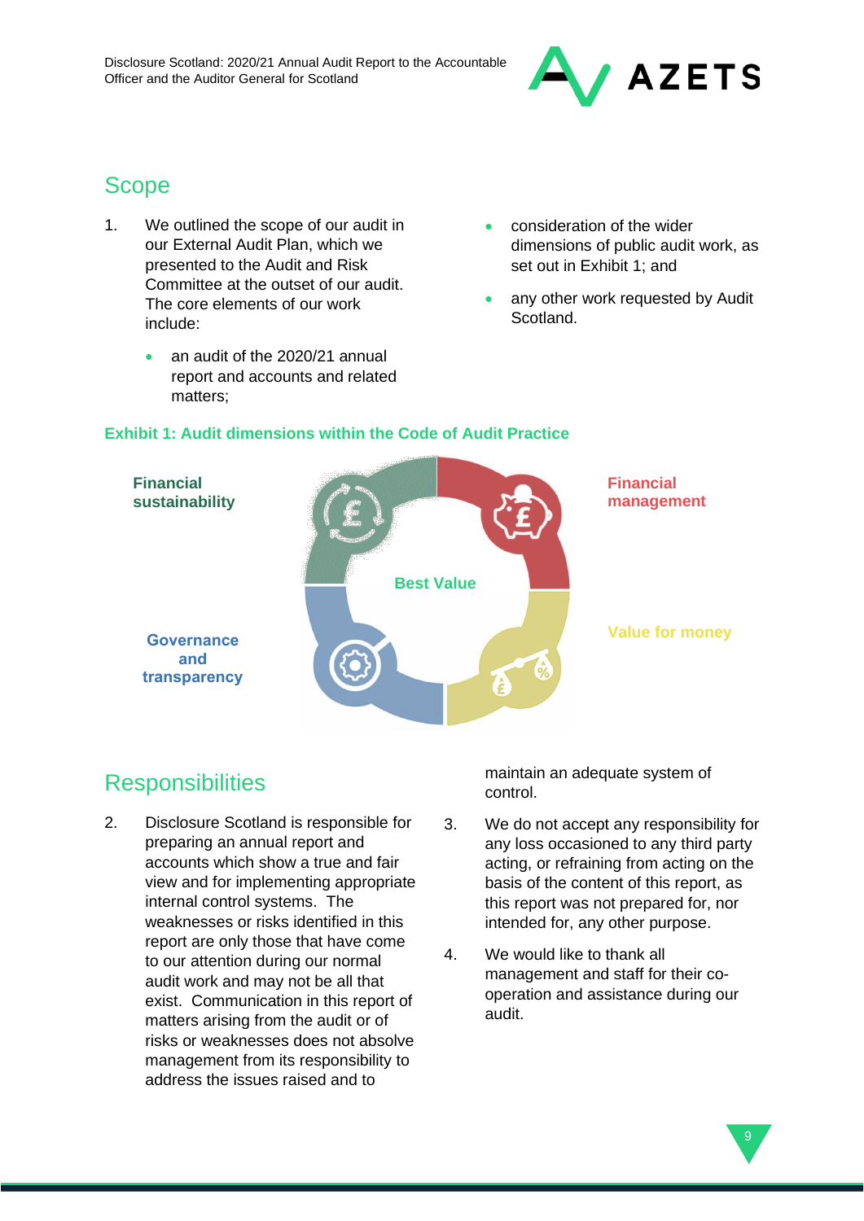## Scope

1. We outlined the scope of our audit in our External Audit Plan, which we presented to the Audit and Risk Committee at the outset of our audit. The core elements of our work include:
   - an audit of the 2020/21 annual report and accounts and related matters;
   - consideration of the wider dimensions of public audit work, as set out in Exhibit 1; and
   - any other work requested by Audit Scotland.

**Exhibit 1: Audit dimensions within the Code of Audit Practice**

Financial sustainability

Financial management

Best Value

Governance and transparency

Value for money

## Responsibilities

2. Disclosure Scotland is responsible for preparing an annual report and accounts which show a true and fair view and for implementing appropriate internal control systems. The weaknesses or risks identified in this report are only those that have come to our attention during our normal audit work and may not be all that exist. Communication in this report of matters arising from the audit or of risks or weaknesses does not absolve management from its responsibility to address the issues raised and to maintain an adequate system of control.

3. We do not accept any responsibility for any loss occasioned to any third party acting, or refraining from acting on the basis of the content of this report, as this report was not prepared for, nor intended for, any other purpose.

4. We would like to thank all management and staff for their co-operation and assistance during our audit.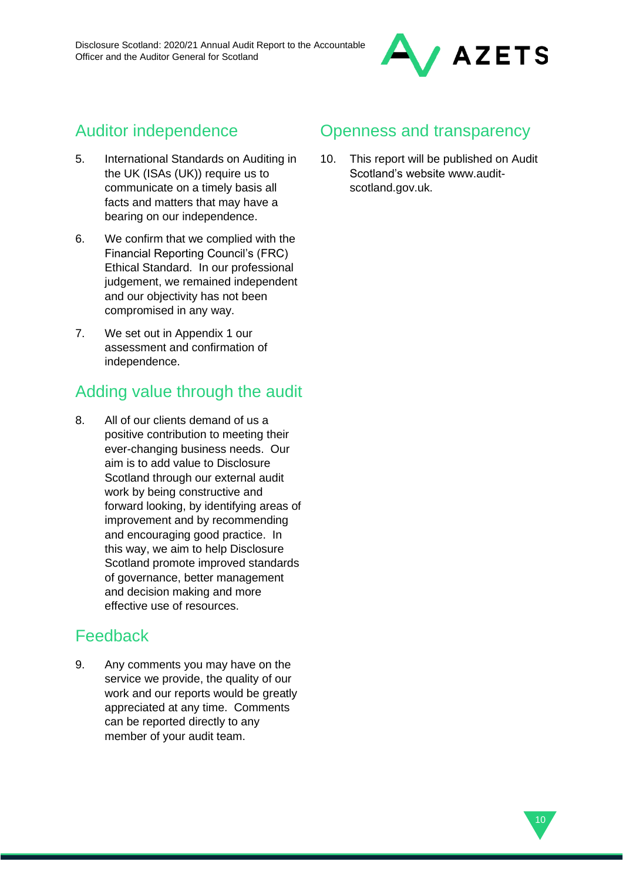## Auditor independence

5. International Standards on Auditing in the UK (ISAs (UK)) require us to communicate on a timely basis all facts and matters that may have a bearing on our independence.

6. We confirm that we complied with the Financial Reporting Council's (FRC) Ethical Standard. In our professional judgement, we remained independent and our objectivity has not been compromised in any way.

7. We set out in Appendix 1 our assessment and confirmation of independence.

## Adding value through the audit

8. All of our clients demand of us a positive contribution to meeting their ever-changing business needs. Our aim is to add value to Disclosure Scotland through our external audit work by being constructive and forward looking, by identifying areas of improvement and by recommending and encouraging good practice. In this way, we aim to help Disclosure Scotland promote improved standards of governance, better management and decision making and more effective use of resources.

## Feedback

9. Any comments you may have on the service we provide, the quality of our work and our reports would be greatly appreciated at any time. Comments can be reported directly to any member of your audit team.

## Openness and transparency

10. This report will be published on Audit Scotland's website www.audit-scotland.gov.uk.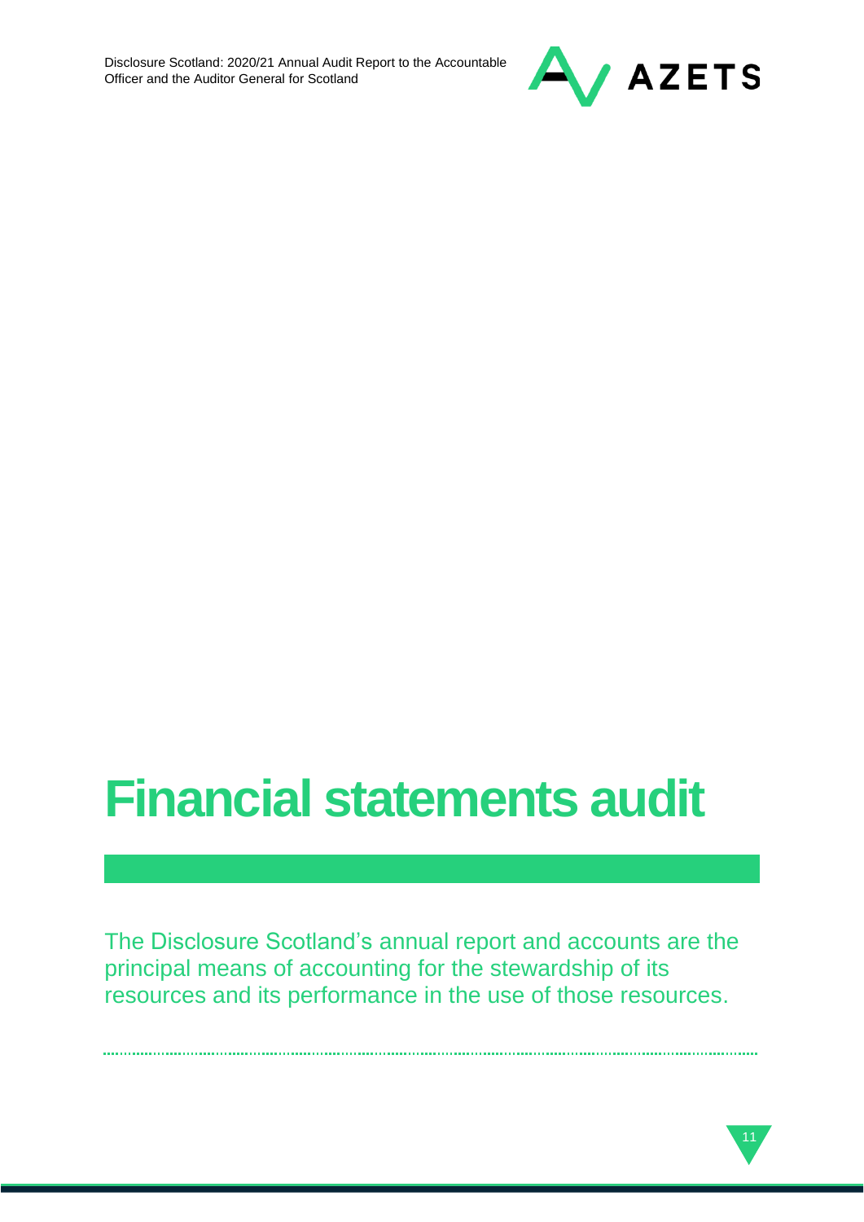# Financial statements audit

The Disclosure Scotland's annual report and accounts are the principal means of accounting for the stewardship of its resources and its performance in the use of those resources.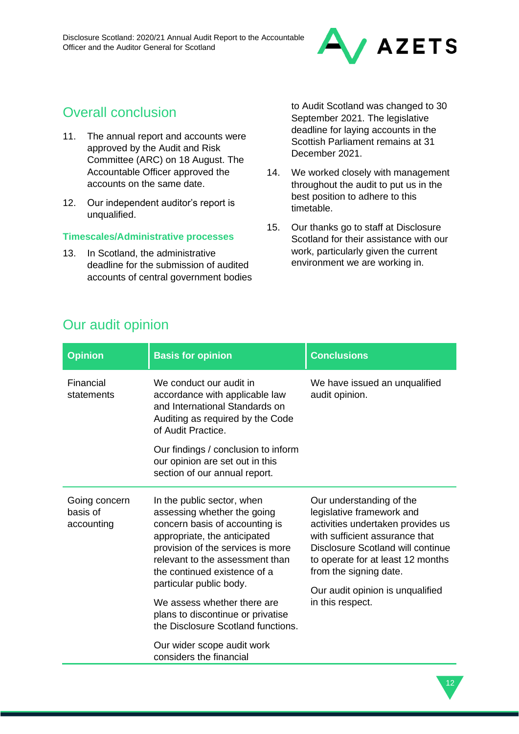## Overall conclusion

11. The annual report and accounts were approved by the Audit and Risk Committee (ARC) on 18 August. The Accountable Officer approved the accounts on the same date.

12. Our independent auditor's report is unqualified.

### Timescales/Administrative processes

13. In Scotland, the administrative deadline for the submission of audited accounts of central government bodies to Audit Scotland was changed to 30 September 2021. The legislative deadline for laying accounts in the Scottish Parliament remains at 31 December 2021.

14. We worked closely with management throughout the audit to put us in the best position to adhere to this timetable.

15. Our thanks go to staff at Disclosure Scotland for their assistance with our work, particularly given the current environment we are working in.

## Our audit opinion

| Opinion | Basis for opinion | Conclusions |
|---|---|---|
| Financial statements | We conduct our audit in accordance with applicable law and International Standards on Auditing as required by the Code of Audit Practice.<br><br>Our findings / conclusion to inform our opinion are set out in this section of our annual report. | We have issued an unqualified audit opinion. |
| Going concern basis of accounting | In the public sector, when assessing whether the going concern basis of accounting is appropriate, the anticipated provision of the services is more relevant to the assessment than the continued existence of a particular public body.<br><br>We assess whether there are plans to discontinue or privatise the Disclosure Scotland functions.<br><br>Our wider scope audit work considers the financial | Our understanding of the legislative framework and activities undertaken provides us with sufficient assurance that Disclosure Scotland will continue to operate for at least 12 months from the signing date.<br><br>Our audit opinion is unqualified in this respect. |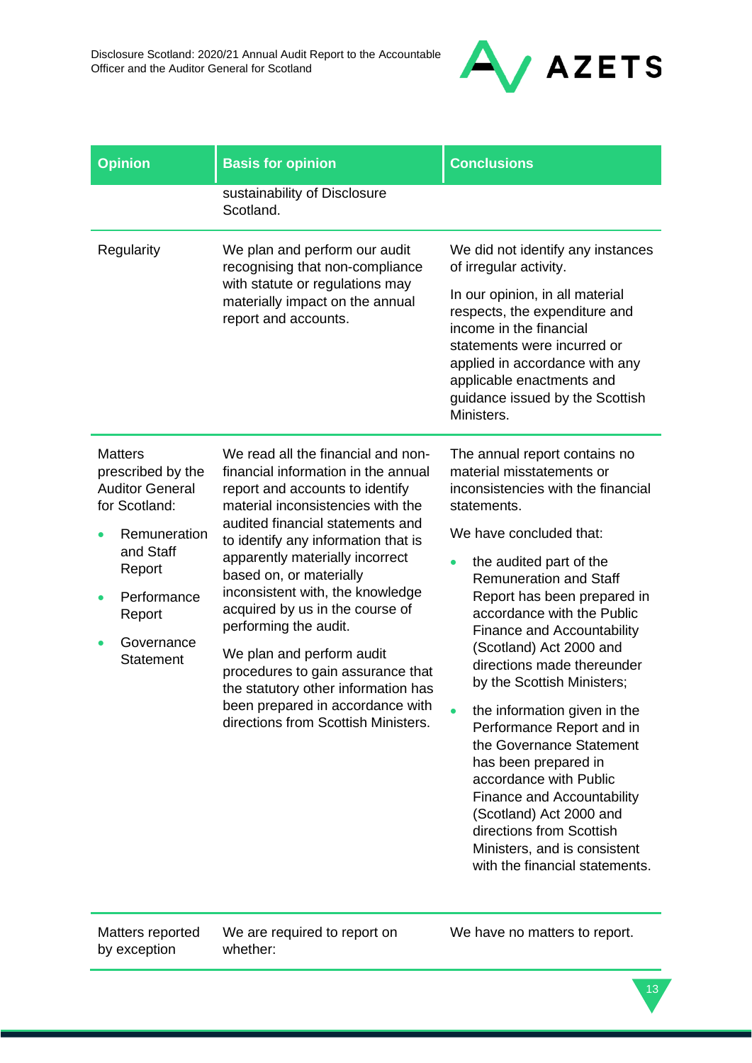| Opinion | Basis for opinion | Conclusions |
|---|---|---|
| | sustainability of Disclosure Scotland. | |
| Regularity | We plan and perform our audit recognising that non-compliance with statute or regulations may materially impact on the annual report and accounts. | We did not identify any instances of irregular activity.<br><br>In our opinion, in all material respects, the expenditure and income in the financial statements were incurred or applied in accordance with any applicable enactments and guidance issued by the Scottish Ministers. |
| Matters prescribed by the Auditor General for Scotland:<br><br>• Remuneration and Staff Report<br>• Performance Report<br>• Governance Statement | We read all the financial and non-financial information in the annual report and accounts to identify material inconsistencies with the audited financial statements and to identify any information that is apparently materially incorrect based on, or materially inconsistent with, the knowledge acquired by us in the course of performing the audit.<br><br>We plan and perform audit procedures to gain assurance that the statutory other information has been prepared in accordance with directions from Scottish Ministers. | The annual report contains no material misstatements or inconsistencies with the financial statements.<br><br>We have concluded that:<br><br>• the audited part of the Remuneration and Staff Report has been prepared in accordance with the Public Finance and Accountability (Scotland) Act 2000 and directions made thereunder by the Scottish Ministers;<br>• the information given in the Performance Report and in the Governance Statement has been prepared in accordance with Public Finance and Accountability (Scotland) Act 2000 and directions from Scottish Ministers, and is consistent with the financial statements. |
| Matters reported by exception | We are required to report on whether: | We have no matters to report. |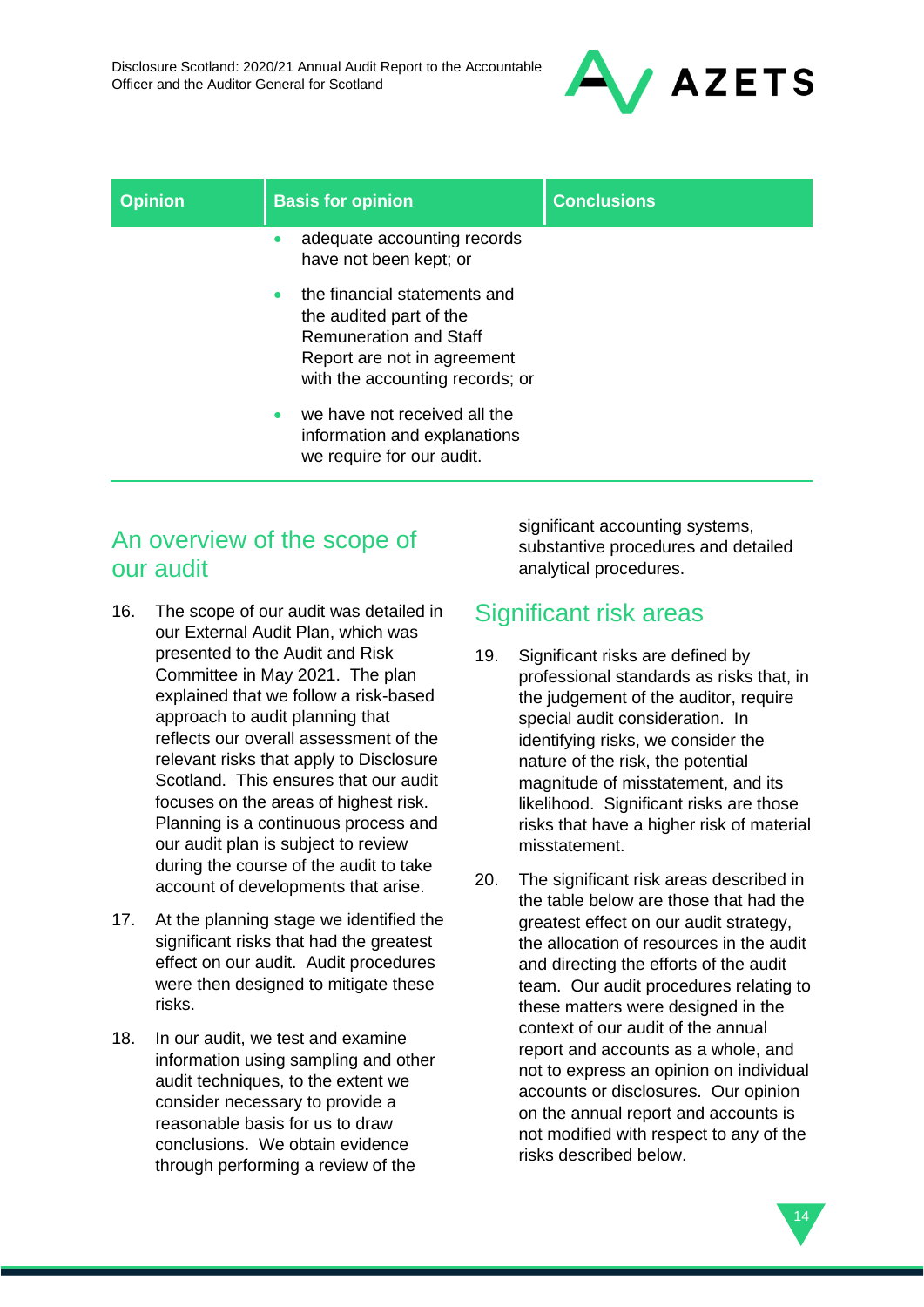| Opinion | Basis for opinion | Conclusions |
| --- | --- | --- |
| | • adequate accounting records have not been kept; or<br>• the financial statements and the audited part of the Remuneration and Staff Report are not in agreement with the accounting records; or<br>• we have not received all the information and explanations we require for our audit. | |

## An overview of the scope of our audit

16. The scope of our audit was detailed in our External Audit Plan, which was presented to the Audit and Risk Committee in May 2021. The plan explained that we follow a risk-based approach to audit planning that reflects our overall assessment of the relevant risks that apply to Disclosure Scotland. This ensures that our audit focuses on the areas of highest risk. Planning is a continuous process and our audit plan is subject to review during the course of the audit to take account of developments that arise.

17. At the planning stage we identified the significant risks that had the greatest effect on our audit. Audit procedures were then designed to mitigate these risks.

18. In our audit, we test and examine information using sampling and other audit techniques, to the extent we consider necessary to provide a reasonable basis for us to draw conclusions. We obtain evidence through performing a review of the significant accounting systems, substantive procedures and detailed analytical procedures.

## Significant risk areas

19. Significant risks are defined by professional standards as risks that, in the judgement of the auditor, require special audit consideration. In identifying risks, we consider the nature of the risk, the potential magnitude of misstatement, and its likelihood. Significant risks are those risks that have a higher risk of material misstatement.

20. The significant risk areas described in the table below are those that had the greatest effect on our audit strategy, the allocation of resources in the audit and directing the efforts of the audit team. Our audit procedures relating to these matters were designed in the context of our audit of the annual report and accounts as a whole, and not to express an opinion on individual accounts or disclosures. Our opinion on the annual report and accounts is not modified with respect to any of the risks described below.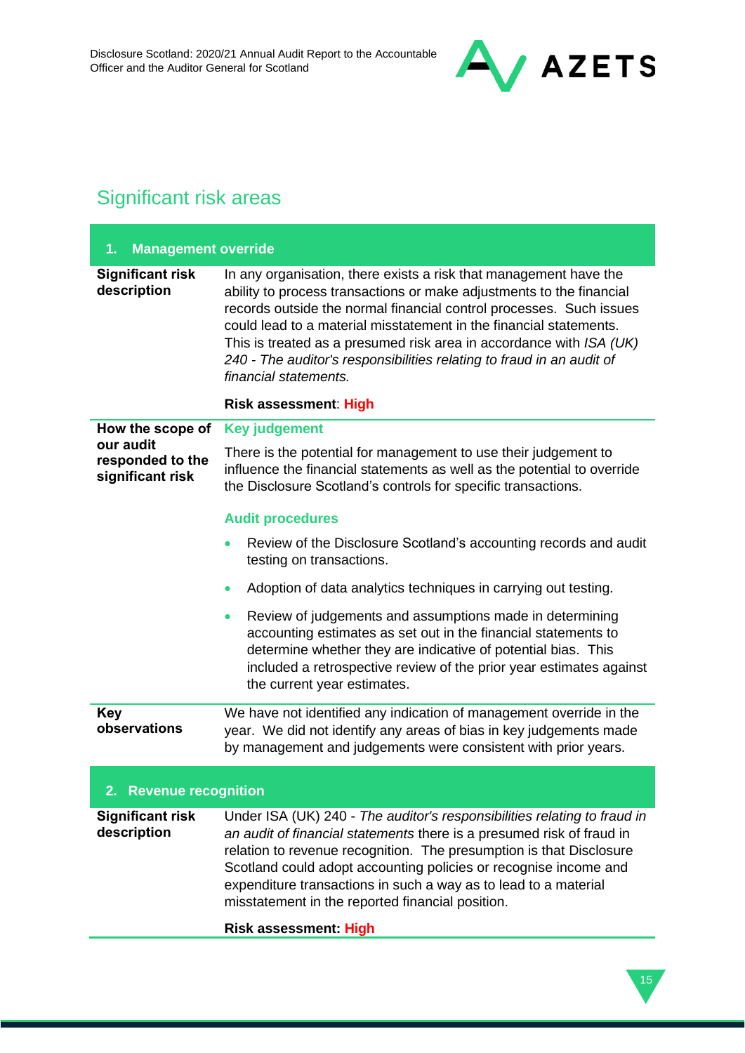## Significant risk areas

| **1. Management override** | |
|---|---|
| **Significant risk description** | In any organisation, there exists a risk that management have the ability to process transactions or make adjustments to the financial records outside the normal financial control processes. Such issues could lead to a material misstatement in the financial statements. This is treated as a presumed risk area in accordance with *ISA (UK) 240 - The auditor's responsibilities relating to fraud in an audit of financial statements.*<br><br>**Risk assessment**: **High** |
| **How the scope of our audit responded to the significant risk** | **Key judgement**<br><br>There is the potential for management to use their judgement to influence the financial statements as well as the potential to override the Disclosure Scotland's controls for specific transactions.<br><br>**Audit procedures**<br><br>• Review of the Disclosure Scotland's accounting records and audit testing on transactions.<br>• Adoption of data analytics techniques in carrying out testing.<br>• Review of judgements and assumptions made in determining accounting estimates as set out in the financial statements to determine whether they are indicative of potential bias. This included a retrospective review of the prior year estimates against the current year estimates. |
| **Key observations** | We have not identified any indication of management override in the year. We did not identify any areas of bias in key judgements made by management and judgements were consistent with prior years. |

| **2. Revenue recognition** | |
|---|---|
| **Significant risk description** | Under ISA (UK) 240 - *The auditor's responsibilities relating to fraud in an audit of financial statements* there is a presumed risk of fraud in relation to revenue recognition. The presumption is that Disclosure Scotland could adopt accounting policies or recognise income and expenditure transactions in such a way as to lead to a material misstatement in the reported financial position.<br><br>**Risk assessment: High** |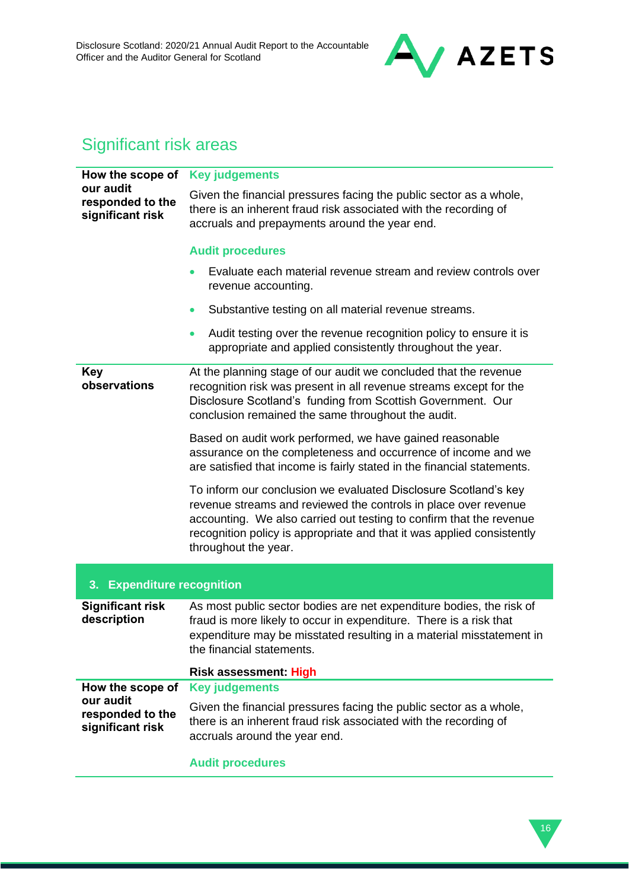## Significant risk areas

| | |
|---|---|
| **How the scope of our audit responded to the significant risk** | **Key judgements**<br><br>Given the financial pressures facing the public sector as a whole, there is an inherent fraud risk associated with the recording of accruals and prepayments around the year end.<br><br>**Audit procedures**<br><br>• Evaluate each material revenue stream and review controls over revenue accounting.<br>• Substantive testing on all material revenue streams.<br>• Audit testing over the revenue recognition policy to ensure it is appropriate and applied consistently throughout the year. |
| **Key observations** | At the planning stage of our audit we concluded that the revenue recognition risk was present in all revenue streams except for the Disclosure Scotland's funding from Scottish Government. Our conclusion remained the same throughout the audit.<br><br>Based on audit work performed, we have gained reasonable assurance on the completeness and occurrence of income and we are satisfied that income is fairly stated in the financial statements.<br><br>To inform our conclusion we evaluated Disclosure Scotland's key revenue streams and reviewed the controls in place over revenue accounting. We also carried out testing to confirm that the revenue recognition policy is appropriate and that it was applied consistently throughout the year. |

### 3. Expenditure recognition

| | |
|---|---|
| **Significant risk description** | As most public sector bodies are net expenditure bodies, the risk of fraud is more likely to occur in expenditure. There is a risk that expenditure may be misstated resulting in a material misstatement in the financial statements.<br><br>**Risk assessment: High** |
| **How the scope of our audit responded to the significant risk** | **Key judgements**<br><br>Given the financial pressures facing the public sector as a whole, there is an inherent fraud risk associated with the recording of accruals around the year end.<br><br>**Audit procedures** |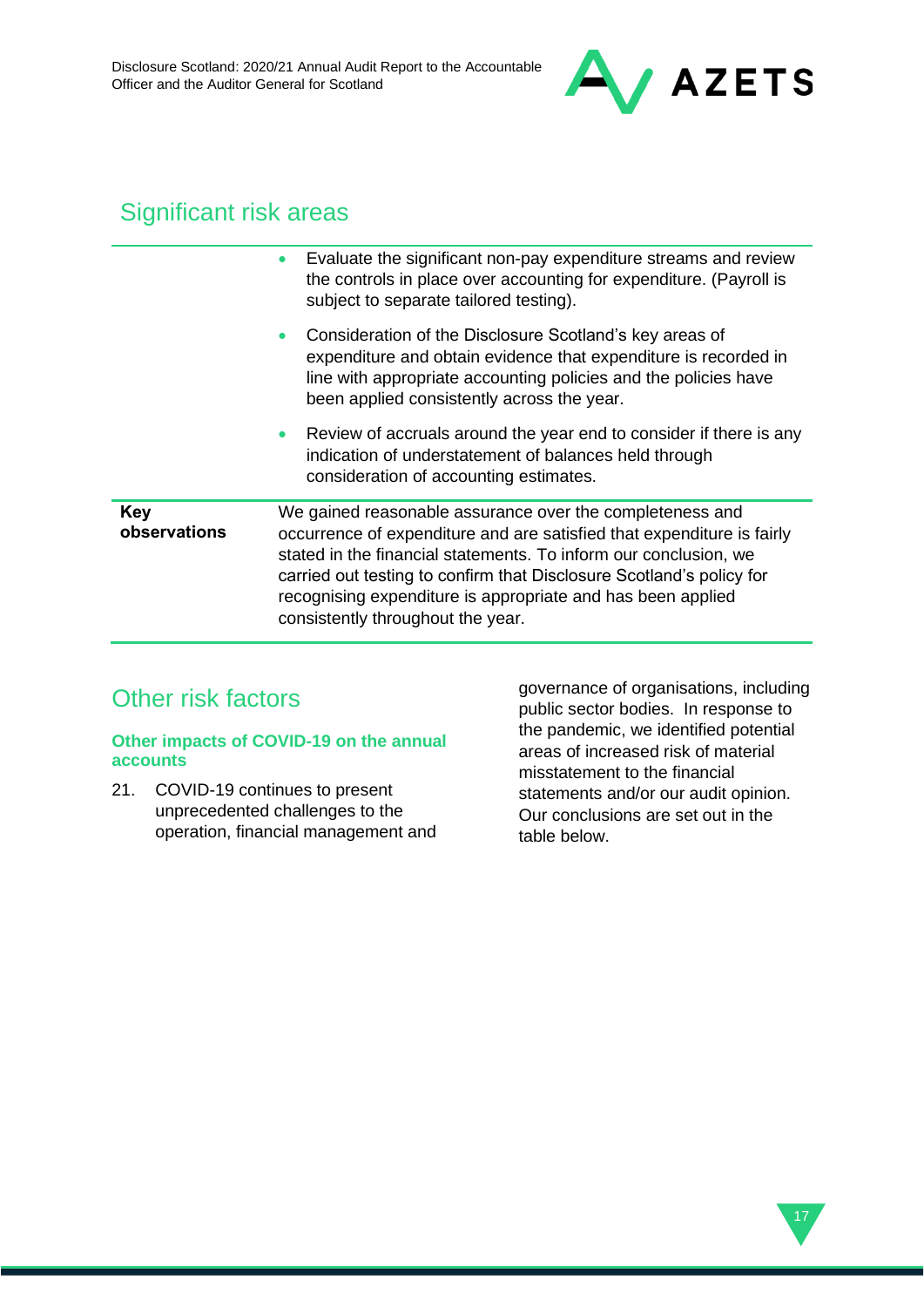## Significant risk areas

| | |
|---|---|
| | • Evaluate the significant non-pay expenditure streams and review the controls in place over accounting for expenditure. (Payroll is subject to separate tailored testing).<br>• Consideration of the Disclosure Scotland's key areas of expenditure and obtain evidence that expenditure is recorded in line with appropriate accounting policies and the policies have been applied consistently across the year.<br>• Review of accruals around the year end to consider if there is any indication of understatement of balances held through consideration of accounting estimates. |
| **Key observations** | We gained reasonable assurance over the completeness and occurrence of expenditure and are satisfied that expenditure is fairly stated in the financial statements. To inform our conclusion, we carried out testing to confirm that Disclosure Scotland's policy for recognising expenditure is appropriate and has been applied consistently throughout the year. |

## Other risk factors

### Other impacts of COVID-19 on the annual accounts

21. COVID-19 continues to present unprecedented challenges to the operation, financial management and governance of organisations, including public sector bodies. In response to the pandemic, we identified potential areas of increased risk of material misstatement to the financial statements and/or our audit opinion. Our conclusions are set out in the table below.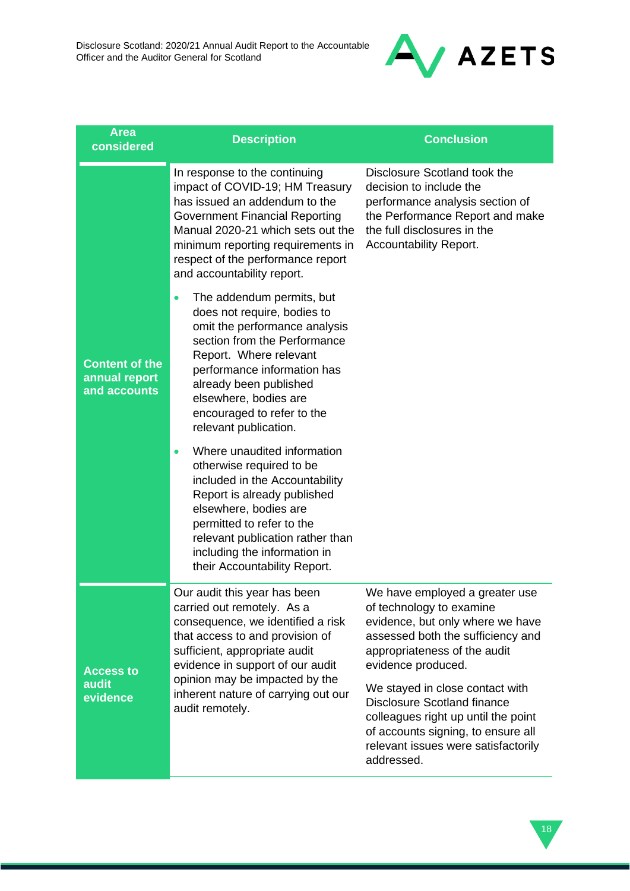| Area considered | Description | Conclusion |
|---|---|---|
| **Content of the annual report and accounts** | In response to the continuing impact of COVID-19; HM Treasury has issued an addendum to the Government Financial Reporting Manual 2020-21 which sets out the minimum reporting requirements in respect of the performance report and accountability report.<br><br>• The addendum permits, but does not require, bodies to omit the performance analysis section from the Performance Report. Where relevant performance information has already been published elsewhere, bodies are encouraged to refer to the relevant publication.<br><br>• Where unaudited information otherwise required to be included in the Accountability Report is already published elsewhere, bodies are permitted to refer to the relevant publication rather than including the information in their Accountability Report. | Disclosure Scotland took the decision to include the performance analysis section of the Performance Report and make the full disclosures in the Accountability Report. |
| **Access to audit evidence** | Our audit this year has been carried out remotely. As a consequence, we identified a risk that access to and provision of sufficient, appropriate audit evidence in support of our audit opinion may be impacted by the inherent nature of carrying out our audit remotely. | We have employed a greater use of technology to examine evidence, but only where we have assessed both the sufficiency and appropriateness of the audit evidence produced.<br><br>We stayed in close contact with Disclosure Scotland finance colleagues right up until the point of accounts signing, to ensure all relevant issues were satisfactorily addressed. |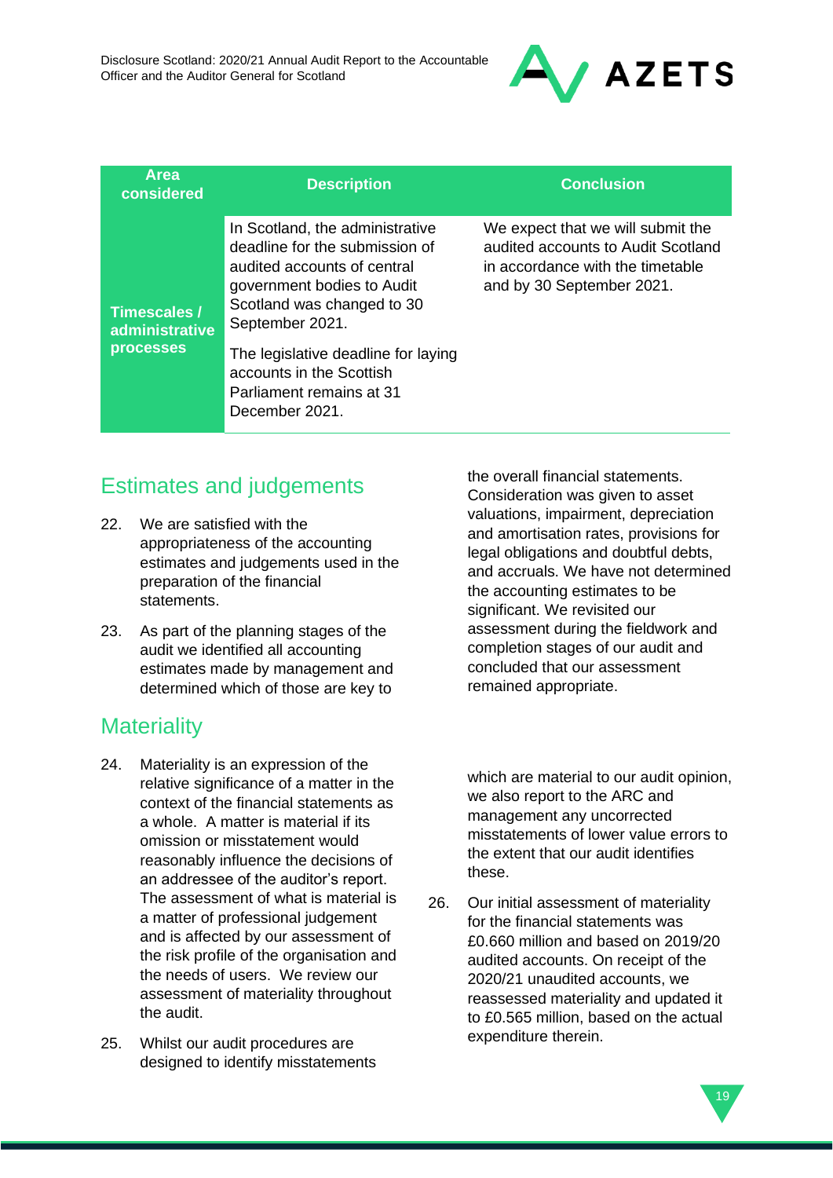| Area considered | Description | Conclusion |
| --- | --- | --- |
| **Timescales / administrative processes** | In Scotland, the administrative deadline for the submission of audited accounts of central government bodies to Audit Scotland was changed to 30 September 2021.<br><br>The legislative deadline for laying accounts in the Scottish Parliament remains at 31 December 2021. | We expect that we will submit the audited accounts to Audit Scotland in accordance with the timetable and by 30 September 2021. |

## Estimates and judgements

22. We are satisfied with the appropriateness of the accounting estimates and judgements used in the preparation of the financial statements.

23. As part of the planning stages of the audit we identified all accounting estimates made by management and determined which of those are key to the overall financial statements. Consideration was given to asset valuations, impairment, depreciation and amortisation rates, provisions for legal obligations and doubtful debts, and accruals. We have not determined the accounting estimates to be significant. We revisited our assessment during the fieldwork and completion stages of our audit and concluded that our assessment remained appropriate.

## Materiality

24. Materiality is an expression of the relative significance of a matter in the context of the financial statements as a whole. A matter is material if its omission or misstatement would reasonably influence the decisions of an addressee of the auditor's report. The assessment of what is material is a matter of professional judgement and is affected by our assessment of the risk profile of the organisation and the needs of users. We review our assessment of materiality throughout the audit.

25. Whilst our audit procedures are designed to identify misstatements which are material to our audit opinion, we also report to the ARC and management any uncorrected misstatements of lower value errors to the extent that our audit identifies these.

26. Our initial assessment of materiality for the financial statements was £0.660 million and based on 2019/20 audited accounts. On receipt of the 2020/21 unaudited accounts, we reassessed materiality and updated it to £0.565 million, based on the actual expenditure therein.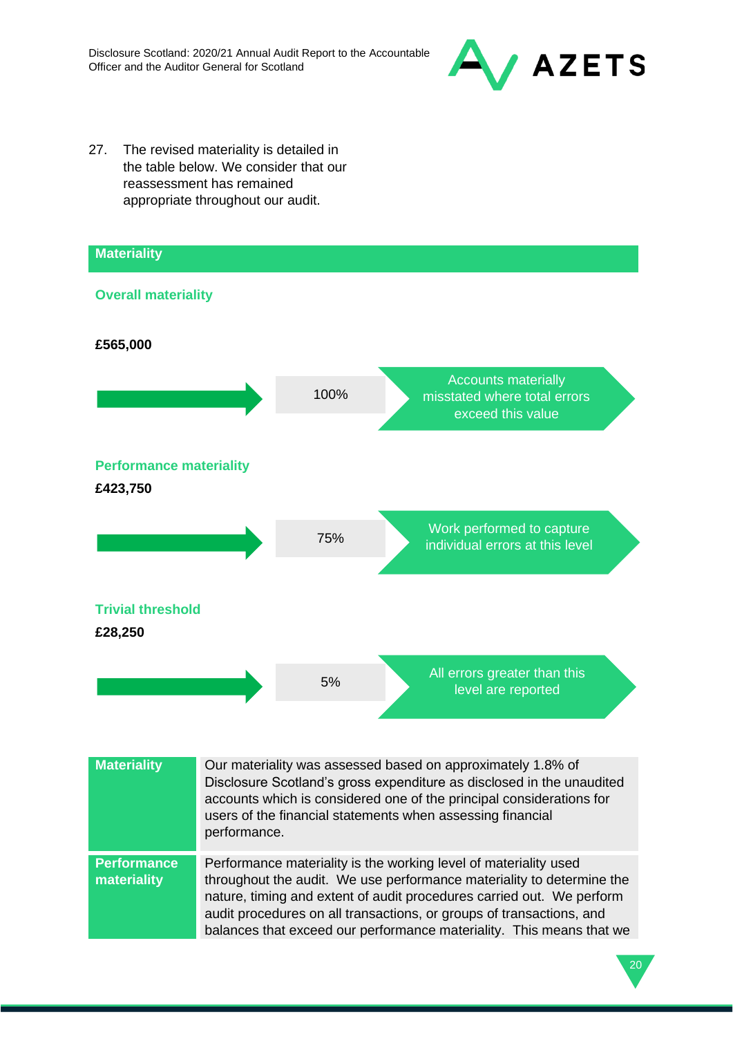27. The revised materiality is detailed in the table below. We consider that our reassessment has remained appropriate throughout our audit.

## Materiality

### Overall materiality

**£565,000**

100% — Accounts materially misstated where total errors exceed this value

### Performance materiality

**£423,750**

75% — Work performed to capture individual errors at this level

### Trivial threshold

**£28,250**

5% — All errors greater than this level are reported

| | |
|---|---|
| **Materiality** | Our materiality was assessed based on approximately 1.8% of Disclosure Scotland's gross expenditure as disclosed in the unaudited accounts which is considered one of the principal considerations for users of the financial statements when assessing financial performance. |
| **Performance materiality** | Performance materiality is the working level of materiality used throughout the audit. We use performance materiality to determine the nature, timing and extent of audit procedures carried out. We perform audit procedures on all transactions, or groups of transactions, and balances that exceed our performance materiality. This means that we |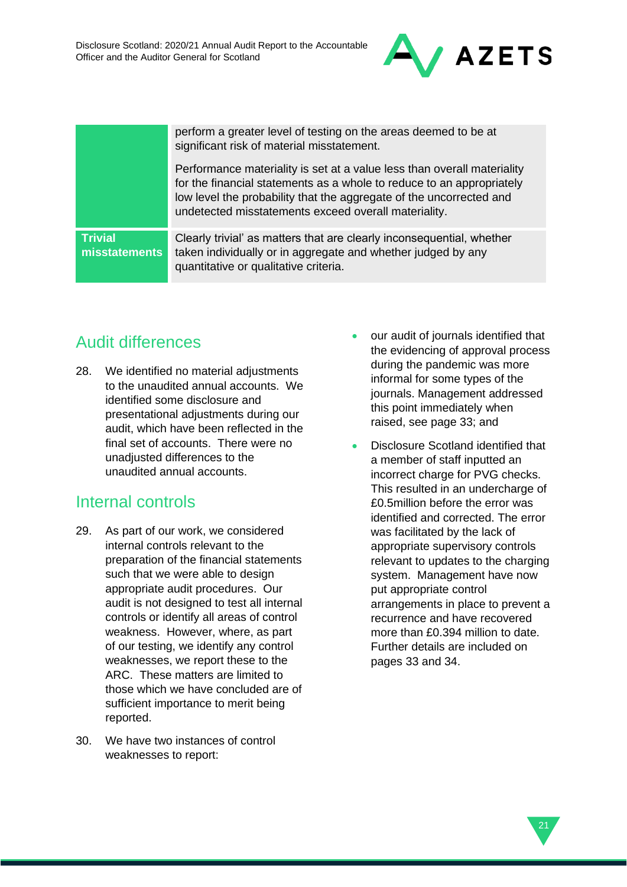| | |
|---|---|
| | perform a greater level of testing on the areas deemed to be at significant risk of material misstatement.<br><br>Performance materiality is set at a value less than overall materiality for the financial statements as a whole to reduce to an appropriately low level the probability that the aggregate of the uncorrected and undetected misstatements exceed overall materiality. |
| **Trivial misstatements** | Clearly trivial' as matters that are clearly inconsequential, whether taken individually or in aggregate and whether judged by any quantitative or qualitative criteria. |

## Audit differences

28. We identified no material adjustments to the unaudited annual accounts. We identified some disclosure and presentational adjustments during our audit, which have been reflected in the final set of accounts. There were no unadjusted differences to the unaudited annual accounts.

## Internal controls

29. As part of our work, we considered internal controls relevant to the preparation of the financial statements such that we were able to design appropriate audit procedures. Our audit is not designed to test all internal controls or identify all areas of control weakness. However, where, as part of our testing, we identify any control weaknesses, we report these to the ARC. These matters are limited to those which we have concluded are of sufficient importance to merit being reported.

30. We have two instances of control weaknesses to report:

- our audit of journals identified that the evidencing of approval process during the pandemic was more informal for some types of the journals. Management addressed this point immediately when raised, see page 33; and
- Disclosure Scotland identified that a member of staff inputted an incorrect charge for PVG checks. This resulted in an undercharge of £0.5million before the error was identified and corrected. The error was facilitated by the lack of appropriate supervisory controls relevant to updates to the charging system. Management have now put appropriate control arrangements in place to prevent a recurrence and have recovered more than £0.394 million to date. Further details are included on pages 33 and 34.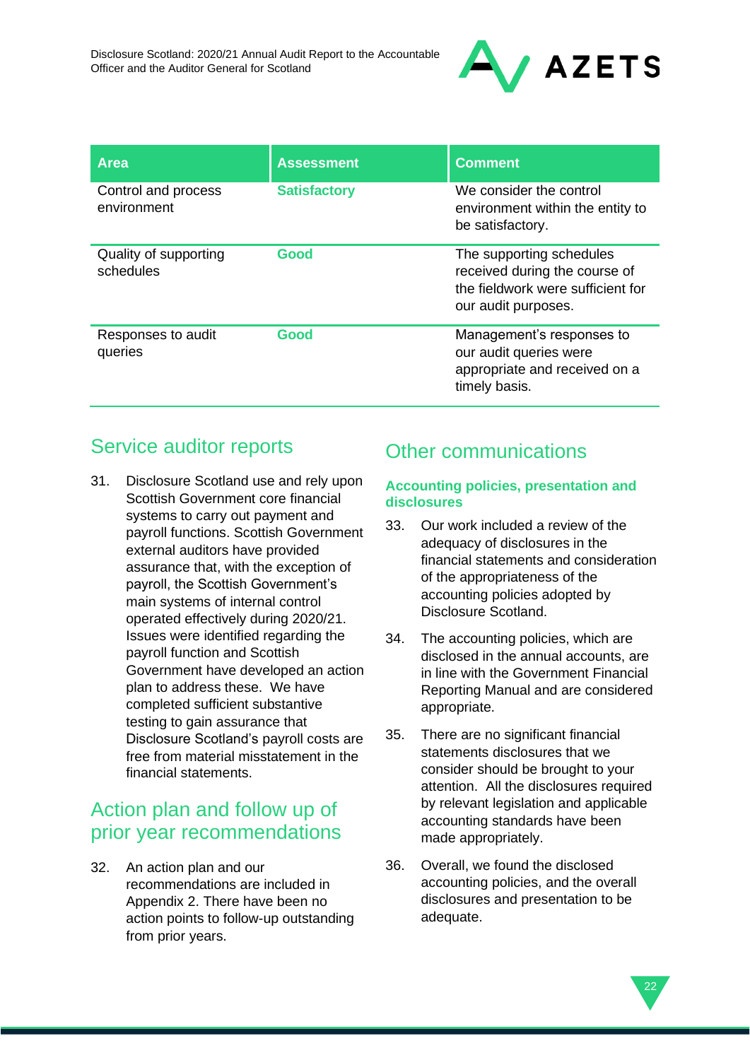| Area | Assessment | Comment |
|---|---|---|
| Control and process environment | **Satisfactory** | We consider the control environment within the entity to be satisfactory. |
| Quality of supporting schedules | **Good** | The supporting schedules received during the course of the fieldwork were sufficient for our audit purposes. |
| Responses to audit queries | **Good** | Management's responses to our audit queries were appropriate and received on a timely basis. |

## Service auditor reports

31. Disclosure Scotland use and rely upon Scottish Government core financial systems to carry out payment and payroll functions. Scottish Government external auditors have provided assurance that, with the exception of payroll, the Scottish Government's main systems of internal control operated effectively during 2020/21. Issues were identified regarding the payroll function and Scottish Government have developed an action plan to address these. We have completed sufficient substantive testing to gain assurance that Disclosure Scotland's payroll costs are free from material misstatement in the financial statements.

## Action plan and follow up of prior year recommendations

32. An action plan and our recommendations are included in Appendix 2. There have been no action points to follow-up outstanding from prior years.

## Other communications

### Accounting policies, presentation and disclosures

33. Our work included a review of the adequacy of disclosures in the financial statements and consideration of the appropriateness of the accounting policies adopted by Disclosure Scotland.

34. The accounting policies, which are disclosed in the annual accounts, are in line with the Government Financial Reporting Manual and are considered appropriate.

35. There are no significant financial statements disclosures that we consider should be brought to your attention. All the disclosures required by relevant legislation and applicable accounting standards have been made appropriately.

36. Overall, we found the disclosed accounting policies, and the overall disclosures and presentation to be adequate.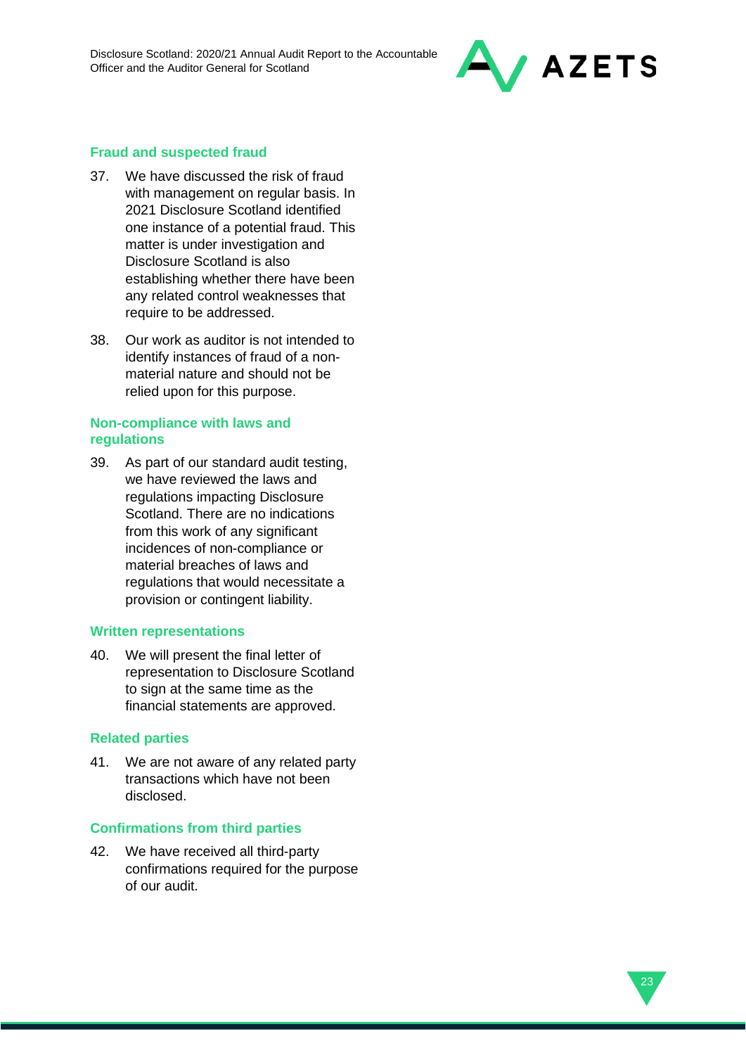### Fraud and suspected fraud

37. We have discussed the risk of fraud with management on regular basis. In 2021 Disclosure Scotland identified one instance of a potential fraud. This matter is under investigation and Disclosure Scotland is also establishing whether there have been any related control weaknesses that require to be addressed.

38. Our work as auditor is not intended to identify instances of fraud of a non-material nature and should not be relied upon for this purpose.

### Non-compliance with laws and regulations

39. As part of our standard audit testing, we have reviewed the laws and regulations impacting Disclosure Scotland. There are no indications from this work of any significant incidences of non-compliance or material breaches of laws and regulations that would necessitate a provision or contingent liability.

### Written representations

40. We will present the final letter of representation to Disclosure Scotland to sign at the same time as the financial statements are approved.

### Related parties

41. We are not aware of any related party transactions which have not been disclosed.

### Confirmations from third parties

42. We have received all third-party confirmations required for the purpose of our audit.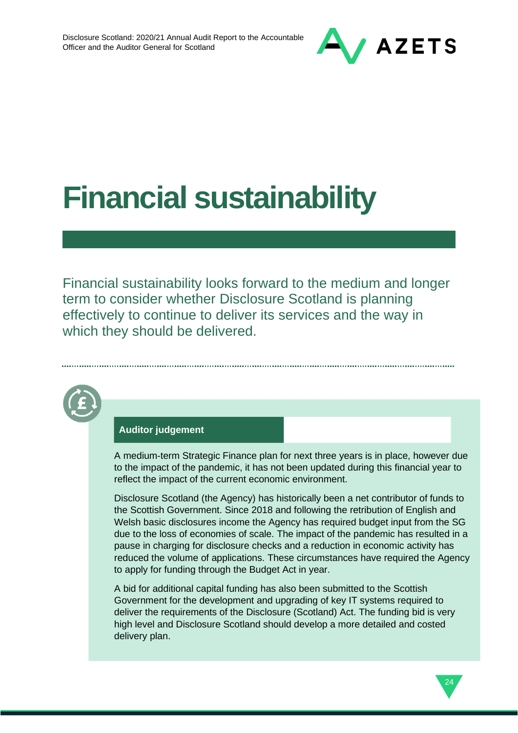# Financial sustainability

Financial sustainability looks forward to the medium and longer term to consider whether Disclosure Scotland is planning effectively to continue to deliver its services and the way in which they should be delivered.

**Auditor judgement**

A medium-term Strategic Finance plan for next three years is in place, however due to the impact of the pandemic, it has not been updated during this financial year to reflect the impact of the current economic environment.

Disclosure Scotland (the Agency) has historically been a net contributor of funds to the Scottish Government. Since 2018 and following the retribution of English and Welsh basic disclosures income the Agency has required budget input from the SG due to the loss of economies of scale. The impact of the pandemic has resulted in a pause in charging for disclosure checks and a reduction in economic activity has reduced the volume of applications. These circumstances have required the Agency to apply for funding through the Budget Act in year.

A bid for additional capital funding has also been submitted to the Scottish Government for the development and upgrading of key IT systems required to deliver the requirements of the Disclosure (Scotland) Act. The funding bid is very high level and Disclosure Scotland should develop a more detailed and costed delivery plan.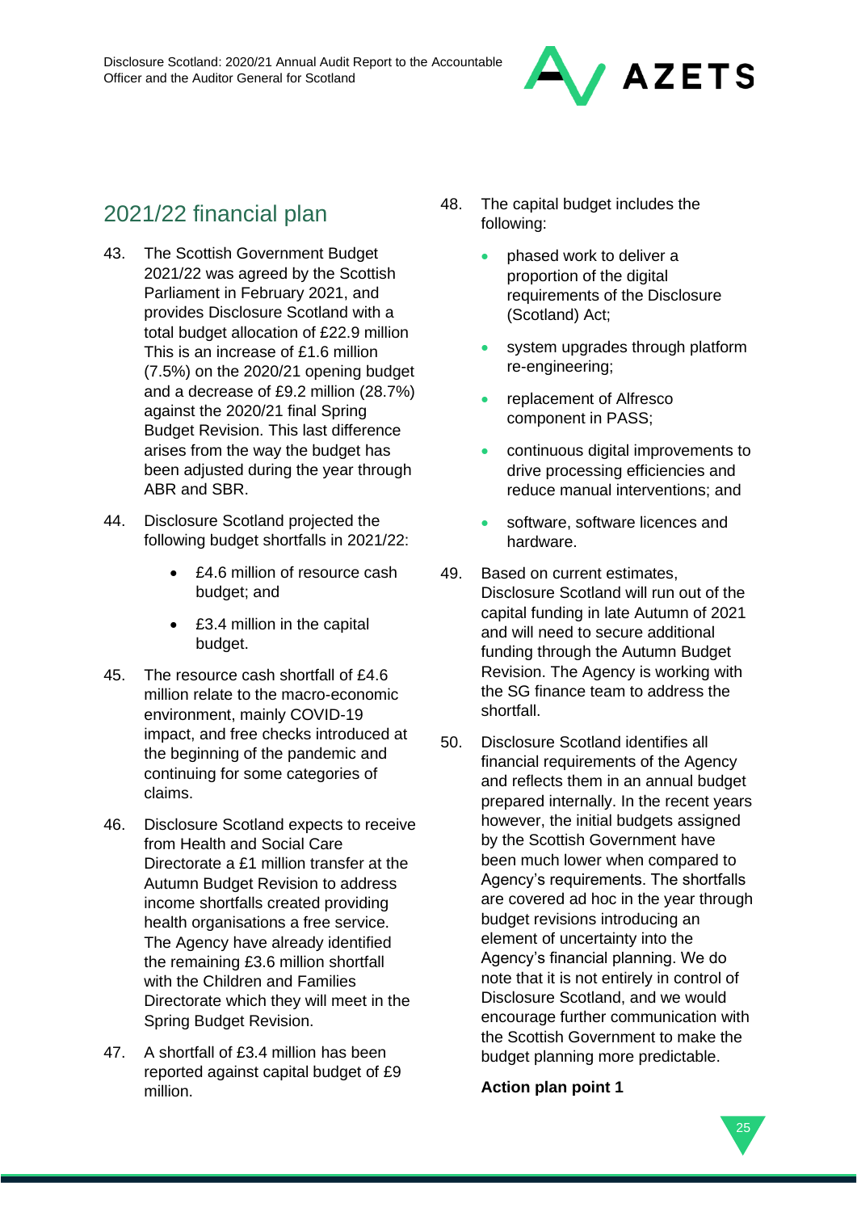## 2021/22 financial plan

43. The Scottish Government Budget 2021/22 was agreed by the Scottish Parliament in February 2021, and provides Disclosure Scotland with a total budget allocation of £22.9 million This is an increase of £1.6 million (7.5%) on the 2020/21 opening budget and a decrease of £9.2 million (28.7%) against the 2020/21 final Spring Budget Revision. This last difference arises from the way the budget has been adjusted during the year through ABR and SBR.

44. Disclosure Scotland projected the following budget shortfalls in 2021/22:

    - £4.6 million of resource cash budget; and
    - £3.4 million in the capital budget.

45. The resource cash shortfall of £4.6 million relate to the macro-economic environment, mainly COVID-19 impact, and free checks introduced at the beginning of the pandemic and continuing for some categories of claims.

46. Disclosure Scotland expects to receive from Health and Social Care Directorate a £1 million transfer at the Autumn Budget Revision to address income shortfalls created providing health organisations a free service. The Agency have already identified the remaining £3.6 million shortfall with the Children and Families Directorate which they will meet in the Spring Budget Revision.

47. A shortfall of £3.4 million has been reported against capital budget of £9 million.

48. The capital budget includes the following:

    - phased work to deliver a proportion of the digital requirements of the Disclosure (Scotland) Act;
    - system upgrades through platform re-engineering;
    - replacement of Alfresco component in PASS;
    - continuous digital improvements to drive processing efficiencies and reduce manual interventions; and
    - software, software licences and hardware.

49. Based on current estimates, Disclosure Scotland will run out of the capital funding in late Autumn of 2021 and will need to secure additional funding through the Autumn Budget Revision. The Agency is working with the SG finance team to address the shortfall.

50. Disclosure Scotland identifies all financial requirements of the Agency and reflects them in an annual budget prepared internally. In the recent years however, the initial budgets assigned by the Scottish Government have been much lower when compared to Agency's requirements. The shortfalls are covered ad hoc in the year through budget revisions introducing an element of uncertainty into the Agency's financial planning. We do note that it is not entirely in control of Disclosure Scotland, and we would encourage further communication with the Scottish Government to make the budget planning more predictable.

**Action plan point 1**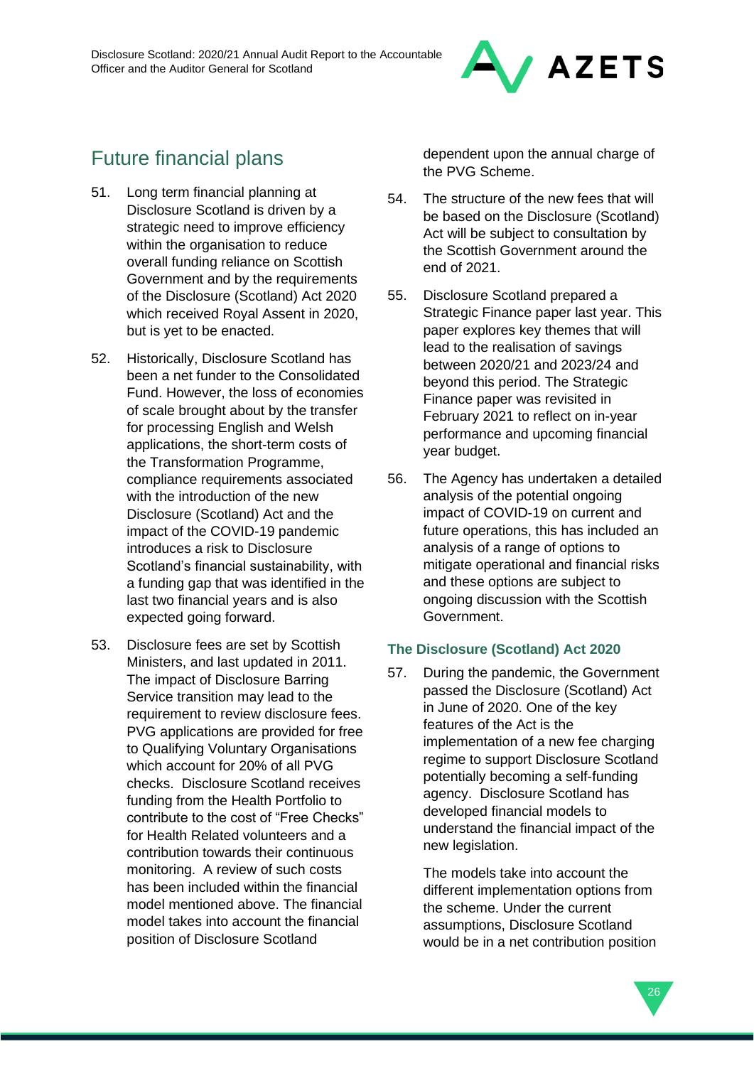## Future financial plans

51. Long term financial planning at Disclosure Scotland is driven by a strategic need to improve efficiency within the organisation to reduce overall funding reliance on Scottish Government and by the requirements of the Disclosure (Scotland) Act 2020 which received Royal Assent in 2020, but is yet to be enacted.

52. Historically, Disclosure Scotland has been a net funder to the Consolidated Fund. However, the loss of economies of scale brought about by the transfer for processing English and Welsh applications, the short-term costs of the Transformation Programme, compliance requirements associated with the introduction of the new Disclosure (Scotland) Act and the impact of the COVID-19 pandemic introduces a risk to Disclosure Scotland's financial sustainability, with a funding gap that was identified in the last two financial years and is also expected going forward.

53. Disclosure fees are set by Scottish Ministers, and last updated in 2011. The impact of Disclosure Barring Service transition may lead to the requirement to review disclosure fees. PVG applications are provided for free to Qualifying Voluntary Organisations which account for 20% of all PVG checks. Disclosure Scotland receives funding from the Health Portfolio to contribute to the cost of "Free Checks" for Health Related volunteers and a contribution towards their continuous monitoring. A review of such costs has been included within the financial model mentioned above. The financial model takes into account the financial position of Disclosure Scotland dependent upon the annual charge of the PVG Scheme.

54. The structure of the new fees that will be based on the Disclosure (Scotland) Act will be subject to consultation by the Scottish Government around the end of 2021.

55. Disclosure Scotland prepared a Strategic Finance paper last year. This paper explores key themes that will lead to the realisation of savings between 2020/21 and 2023/24 and beyond this period. The Strategic Finance paper was revisited in February 2021 to reflect on in-year performance and upcoming financial year budget.

56. The Agency has undertaken a detailed analysis of the potential ongoing impact of COVID-19 on current and future operations, this has included an analysis of a range of options to mitigate operational and financial risks and these options are subject to ongoing discussion with the Scottish Government.

### The Disclosure (Scotland) Act 2020

57. During the pandemic, the Government passed the Disclosure (Scotland) Act in June of 2020. One of the key features of the Act is the implementation of a new fee charging regime to support Disclosure Scotland potentially becoming a self-funding agency. Disclosure Scotland has developed financial models to understand the financial impact of the new legislation.

    The models take into account the different implementation options from the scheme. Under the current assumptions, Disclosure Scotland would be in a net contribution position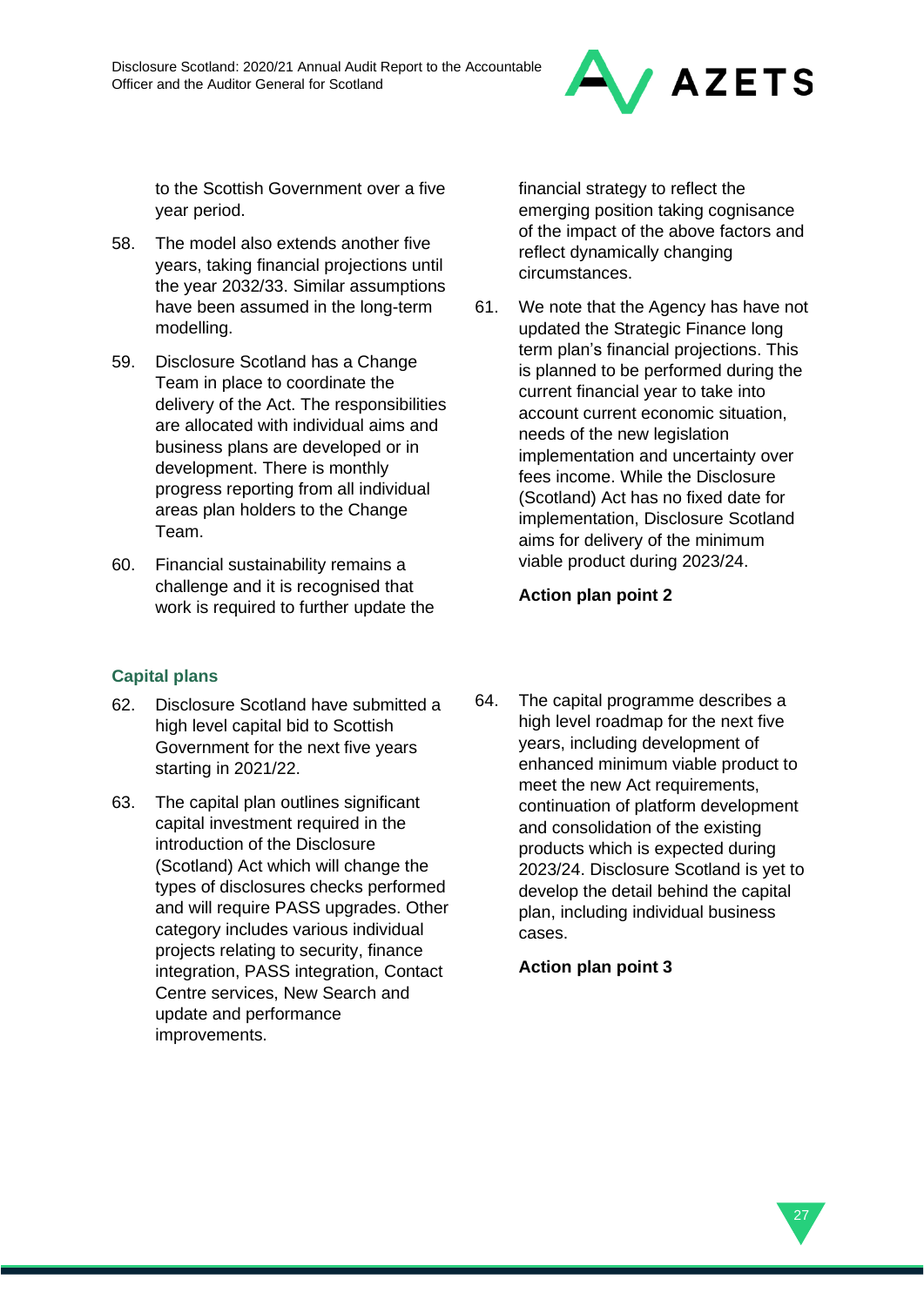to the Scottish Government over a five year period.

58. The model also extends another five years, taking financial projections until the year 2032/33. Similar assumptions have been assumed in the long-term modelling.

59. Disclosure Scotland has a Change Team in place to coordinate the delivery of the Act. The responsibilities are allocated with individual aims and business plans are developed or in development. There is monthly progress reporting from all individual areas plan holders to the Change Team.

60. Financial sustainability remains a challenge and it is recognised that work is required to further update the financial strategy to reflect the emerging position taking cognisance of the impact of the above factors and reflect dynamically changing circumstances.

61. We note that the Agency has have not updated the Strategic Finance long term plan's financial projections. This is planned to be performed during the current financial year to take into account current economic situation, needs of the new legislation implementation and uncertainty over fees income. While the Disclosure (Scotland) Act has no fixed date for implementation, Disclosure Scotland aims for delivery of the minimum viable product during 2023/24.

**Action plan point 2**

### Capital plans

62. Disclosure Scotland have submitted a high level capital bid to Scottish Government for the next five years starting in 2021/22.

63. The capital plan outlines significant capital investment required in the introduction of the Disclosure (Scotland) Act which will change the types of disclosures checks performed and will require PASS upgrades. Other category includes various individual projects relating to security, finance integration, PASS integration, Contact Centre services, New Search and update and performance improvements.

64. The capital programme describes a high level roadmap for the next five years, including development of enhanced minimum viable product to meet the new Act requirements, continuation of platform development and consolidation of the existing products which is expected during 2023/24. Disclosure Scotland is yet to develop the detail behind the capital plan, including individual business cases.

**Action plan point 3**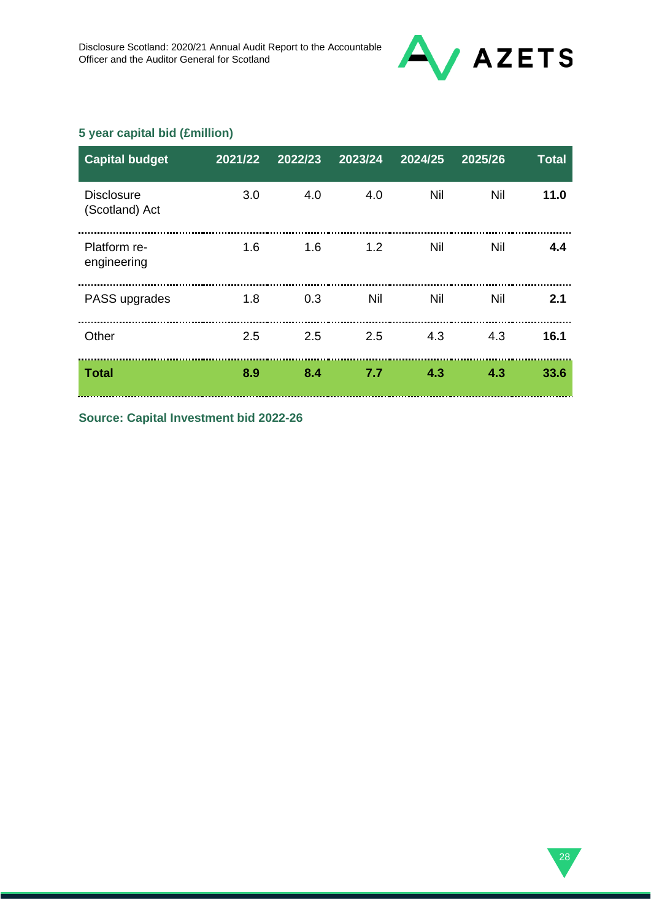### 5 year capital bid (£million)

| Capital budget | 2021/22 | 2022/23 | 2023/24 | 2024/25 | 2025/26 | Total |
|---|---|---|---|---|---|---|
| Disclosure (Scotland) Act | 3.0 | 4.0 | 4.0 | Nil | Nil | **11.0** |
| Platform re-engineering | 1.6 | 1.6 | 1.2 | Nil | Nil | **4.4** |
| PASS upgrades | 1.8 | 0.3 | Nil | Nil | Nil | **2.1** |
| Other | 2.5 | 2.5 | 2.5 | 4.3 | 4.3 | **16.1** |
| **Total** | **8.9** | **8.4** | **7.7** | **4.3** | **4.3** | **33.6** |

**Source: Capital Investment bid 2022-26**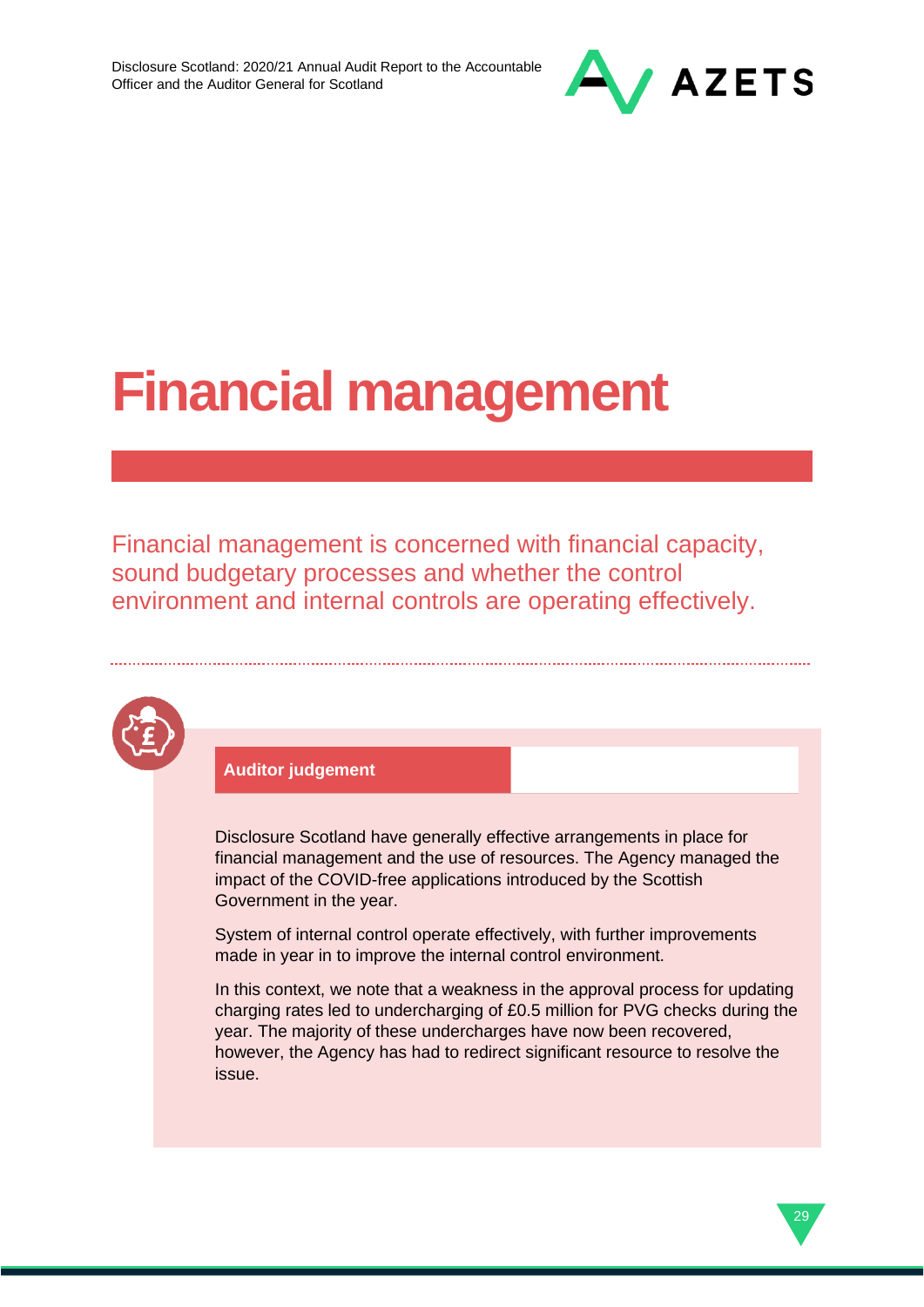# Financial management

Financial management is concerned with financial capacity, sound budgetary processes and whether the control environment and internal controls are operating effectively.

**Auditor judgement**

Disclosure Scotland have generally effective arrangements in place for financial management and the use of resources. The Agency managed the impact of the COVID-free applications introduced by the Scottish Government in the year.

System of internal control operate effectively, with further improvements made in year in to improve the internal control environment.

In this context, we note that a weakness in the approval process for updating charging rates led to undercharging of £0.5 million for PVG checks during the year. The majority of these undercharges have now been recovered, however, the Agency has had to redirect significant resource to resolve the issue.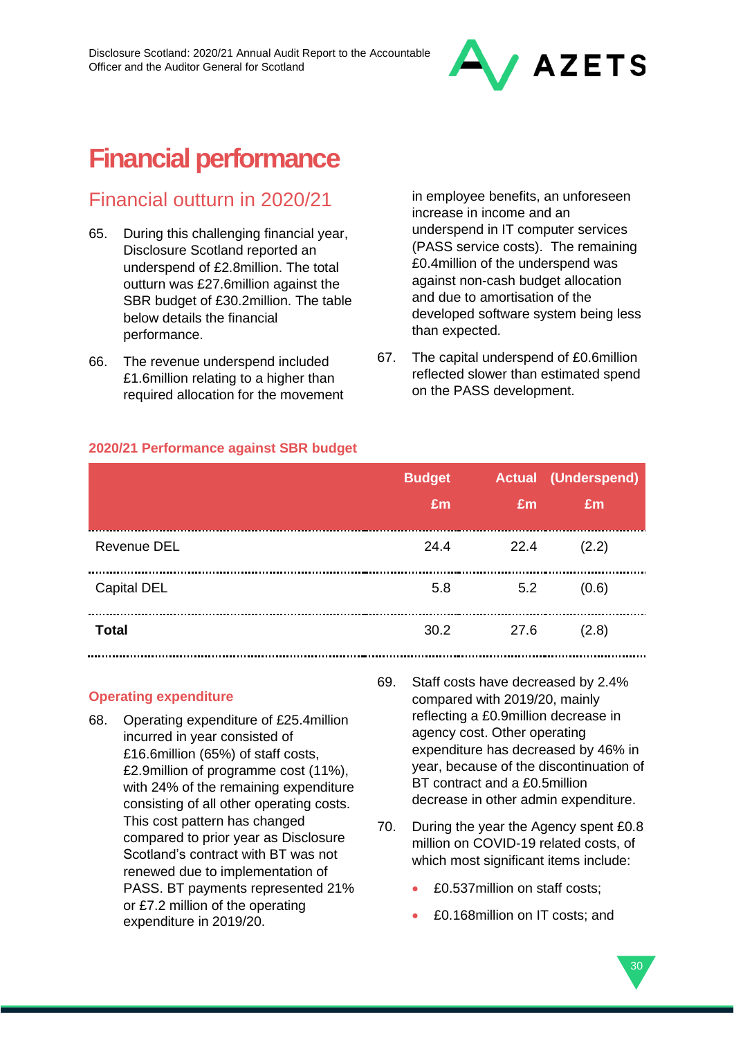# Financial performance

## Financial outturn in 2020/21

65. During this challenging financial year, Disclosure Scotland reported an underspend of £2.8million. The total outturn was £27.6million against the SBR budget of £30.2million. The table below details the financial performance.

66. The revenue underspend included £1.6million relating to a higher than required allocation for the movement in employee benefits, an unforeseen increase in income and an underspend in IT computer services (PASS service costs). The remaining £0.4million of the underspend was against non-cash budget allocation and due to amortisation of the developed software system being less than expected.

67. The capital underspend of £0.6million reflected slower than estimated spend on the PASS development.

### 2020/21 Performance against SBR budget

| | Budget £m | Actual £m | (Underspend) £m |
|---|---|---|---|
| Revenue DEL | 24.4 | 22.4 | (2.2) |
| Capital DEL | 5.8 | 5.2 | (0.6) |
| **Total** | 30.2 | 27.6 | (2.8) |

### Operating expenditure

68. Operating expenditure of £25.4million incurred in year consisted of £16.6million (65%) of staff costs, £2.9million of programme cost (11%), with 24% of the remaining expenditure consisting of all other operating costs. This cost pattern has changed compared to prior year as Disclosure Scotland's contract with BT was not renewed due to implementation of PASS. BT payments represented 21% or £7.2 million of the operating expenditure in 2019/20.

69. Staff costs have decreased by 2.4% compared with 2019/20, mainly reflecting a £0.9million decrease in agency cost. Other operating expenditure has decreased by 46% in year, because of the discontinuation of BT contract and a £0.5million decrease in other admin expenditure.

70. During the year the Agency spent £0.8 million on COVID-19 related costs, of which most significant items include:

- £0.537million on staff costs;
- £0.168million on IT costs; and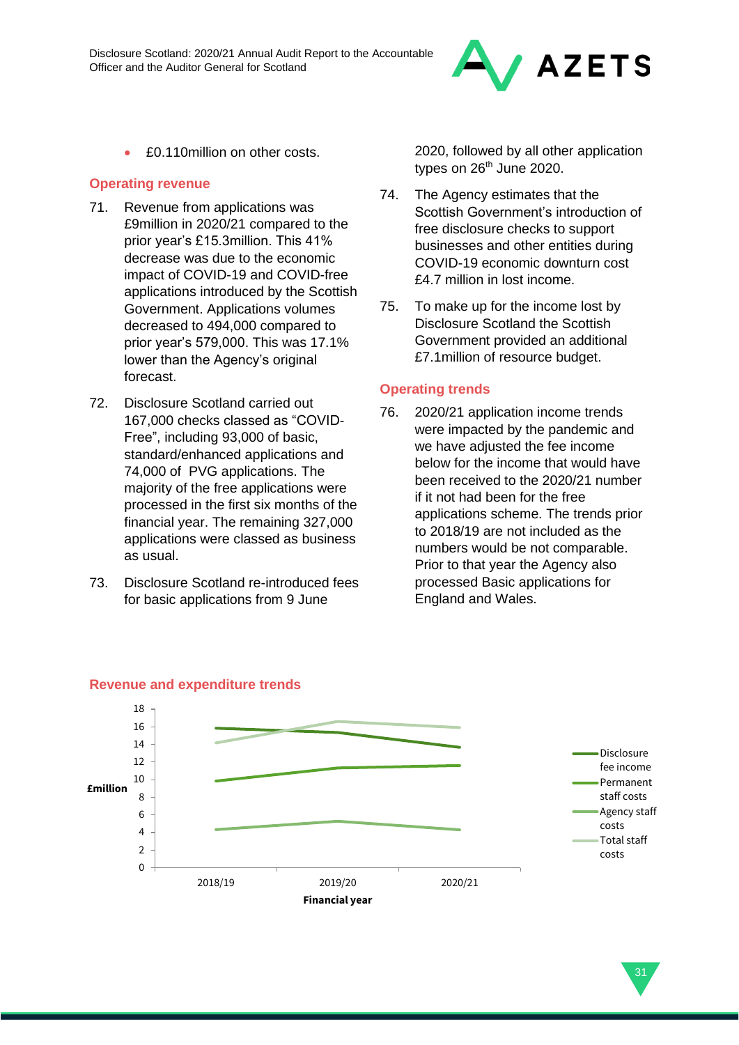- £0.110million on other costs.

### Operating revenue

71. Revenue from applications was £9million in 2020/21 compared to the prior year's £15.3million. This 41% decrease was due to the economic impact of COVID-19 and COVID-free applications introduced by the Scottish Government. Applications volumes decreased to 494,000 compared to prior year's 579,000. This was 17.1% lower than the Agency's original forecast.

72. Disclosure Scotland carried out 167,000 checks classed as "COVID-Free", including 93,000 of basic, standard/enhanced applications and 74,000 of PVG applications. The majority of the free applications were processed in the first six months of the financial year. The remaining 327,000 applications were classed as business as usual.

73. Disclosure Scotland re-introduced fees for basic applications from 9 June 2020, followed by all other application types on 26th June 2020.

74. The Agency estimates that the Scottish Government's introduction of free disclosure checks to support businesses and other entities during COVID-19 economic downturn cost £4.7 million in lost income.

75. To make up for the income lost by Disclosure Scotland the Scottish Government provided an additional £7.1million of resource budget.

### Operating trends

76. 2020/21 application income trends were impacted by the pandemic and we have adjusted the fee income below for the income that would have been received to the 2020/21 number if it not had been for the free applications scheme. The trends prior to 2018/19 are not included as the numbers would be not comparable. Prior to that year the Agency also processed Basic applications for England and Wales.

### Revenue and expenditure trends

| Financial year | Disclosure fee income (£million) | Permanent staff costs (£million) | Agency staff costs (£million) | Total staff costs (£million) |
|---|---|---|---|---|
| 2018/19 | ~15.8 | ~9.9 | ~4.3 | ~14.2 |
| 2019/20 | ~15.4 | ~11.3 | ~5.3 | ~16.6 |
| 2020/21 | ~13.7 | ~11.6 | ~4.3 | ~15.9 |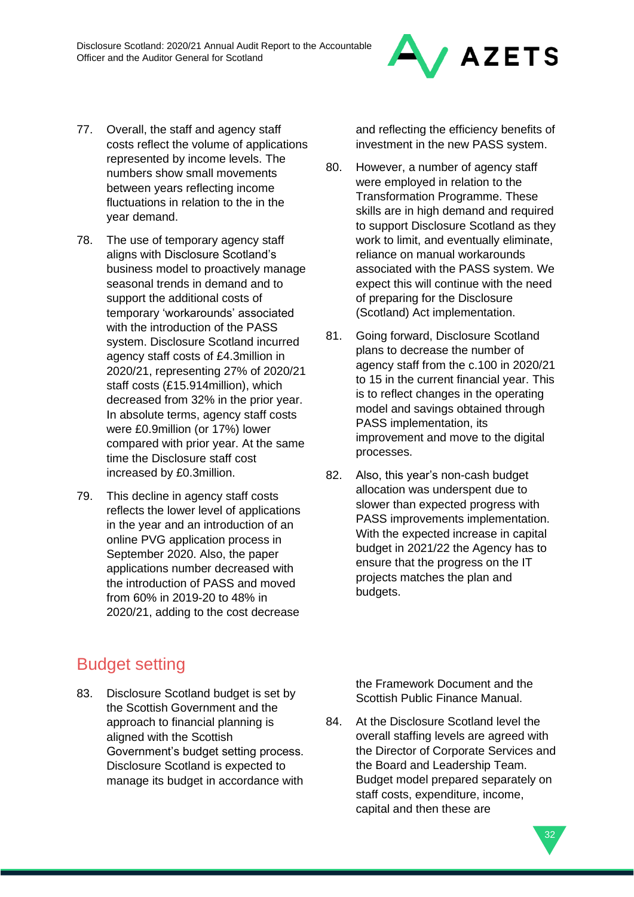77. Overall, the staff and agency staff costs reflect the volume of applications represented by income levels. The numbers show small movements between years reflecting income fluctuations in relation to the in the year demand.

78. The use of temporary agency staff aligns with Disclosure Scotland's business model to proactively manage seasonal trends in demand and to support the additional costs of temporary 'workarounds' associated with the introduction of the PASS system. Disclosure Scotland incurred agency staff costs of £4.3million in 2020/21, representing 27% of 2020/21 staff costs (£15.914million), which decreased from 32% in the prior year. In absolute terms, agency staff costs were £0.9million (or 17%) lower compared with prior year. At the same time the Disclosure staff cost increased by £0.3million.

79. This decline in agency staff costs reflects the lower level of applications in the year and an introduction of an online PVG application process in September 2020. Also, the paper applications number decreased with the introduction of PASS and moved from 60% in 2019-20 to 48% in 2020/21, adding to the cost decrease and reflecting the efficiency benefits of investment in the new PASS system.

80. However, a number of agency staff were employed in relation to the Transformation Programme. These skills are in high demand and required to support Disclosure Scotland as they work to limit, and eventually eliminate, reliance on manual workarounds associated with the PASS system. We expect this will continue with the need of preparing for the Disclosure (Scotland) Act implementation.

81. Going forward, Disclosure Scotland plans to decrease the number of agency staff from the c.100 in 2020/21 to 15 in the current financial year. This is to reflect changes in the operating model and savings obtained through PASS implementation, its improvement and move to the digital processes.

82. Also, this year's non-cash budget allocation was underspent due to slower than expected progress with PASS improvements implementation. With the expected increase in capital budget in 2021/22 the Agency has to ensure that the progress on the IT projects matches the plan and budgets.

## Budget setting

83. Disclosure Scotland budget is set by the Scottish Government and the approach to financial planning is aligned with the Scottish Government's budget setting process. Disclosure Scotland is expected to manage its budget in accordance with the Framework Document and the Scottish Public Finance Manual.

84. At the Disclosure Scotland level the overall staffing levels are agreed with the Director of Corporate Services and the Board and Leadership Team. Budget model prepared separately on staff costs, expenditure, income, capital and then these are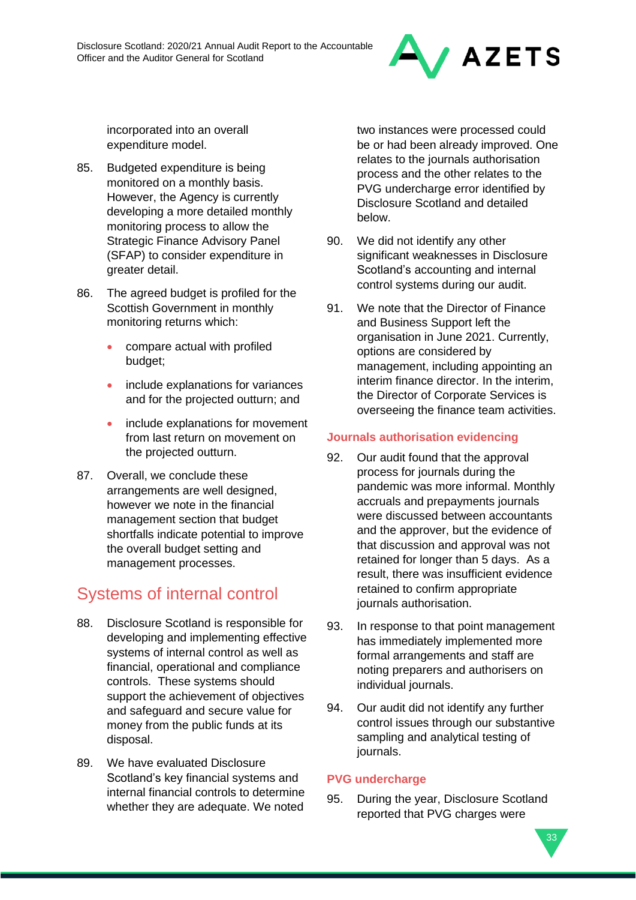incorporated into an overall expenditure model.

85. Budgeted expenditure is being monitored on a monthly basis. However, the Agency is currently developing a more detailed monthly monitoring process to allow the Strategic Finance Advisory Panel (SFAP) to consider expenditure in greater detail.

86. The agreed budget is profiled for the Scottish Government in monthly monitoring returns which:

- compare actual with profiled budget;
- include explanations for variances and for the projected outturn; and
- include explanations for movement from last return on movement on the projected outturn.

87. Overall, we conclude these arrangements are well designed, however we note in the financial management section that budget shortfalls indicate potential to improve the overall budget setting and management processes.

## Systems of internal control

88. Disclosure Scotland is responsible for developing and implementing effective systems of internal control as well as financial, operational and compliance controls. These systems should support the achievement of objectives and safeguard and secure value for money from the public funds at its disposal.

89. We have evaluated Disclosure Scotland's key financial systems and internal financial controls to determine whether they are adequate. We noted two instances were processed could be or had been already improved. One relates to the journals authorisation process and the other relates to the PVG undercharge error identified by Disclosure Scotland and detailed below.

90. We did not identify any other significant weaknesses in Disclosure Scotland's accounting and internal control systems during our audit.

91. We note that the Director of Finance and Business Support left the organisation in June 2021. Currently, options are considered by management, including appointing an interim finance director. In the interim, the Director of Corporate Services is overseeing the finance team activities.

### Journals authorisation evidencing

92. Our audit found that the approval process for journals during the pandemic was more informal. Monthly accruals and prepayments journals were discussed between accountants and the approver, but the evidence of that discussion and approval was not retained for longer than 5 days. As a result, there was insufficient evidence retained to confirm appropriate journals authorisation.

93. In response to that point management has immediately implemented more formal arrangements and staff are noting preparers and authorisers on individual journals.

94. Our audit did not identify any further control issues through our substantive sampling and analytical testing of journals.

### PVG undercharge

95. During the year, Disclosure Scotland reported that PVG charges were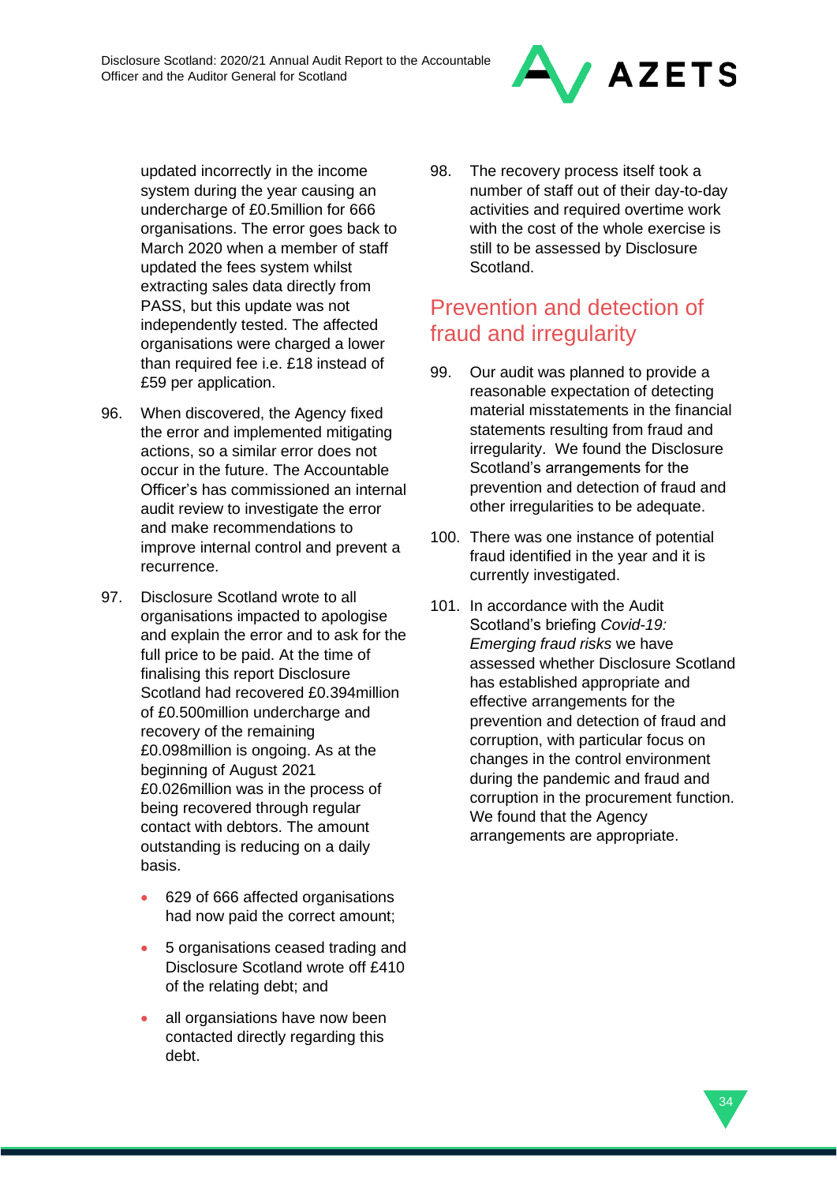updated incorrectly in the income system during the year causing an undercharge of £0.5million for 666 organisations. The error goes back to March 2020 when a member of staff updated the fees system whilst extracting sales data directly from PASS, but this update was not independently tested. The affected organisations were charged a lower than required fee i.e. £18 instead of £59 per application.

96. When discovered, the Agency fixed the error and implemented mitigating actions, so a similar error does not occur in the future. The Accountable Officer's has commissioned an internal audit review to investigate the error and make recommendations to improve internal control and prevent a recurrence.

97. Disclosure Scotland wrote to all organisations impacted to apologise and explain the error and to ask for the full price to be paid. At the time of finalising this report Disclosure Scotland had recovered £0.394million of £0.500million undercharge and recovery of the remaining £0.098million is ongoing. As at the beginning of August 2021 £0.026million was in the process of being recovered through regular contact with debtors. The amount outstanding is reducing on a daily basis.

   - 629 of 666 affected organisations had now paid the correct amount;
   - 5 organisations ceased trading and Disclosure Scotland wrote off £410 of the relating debt; and
   - all organsiations have now been contacted directly regarding this debt.

98. The recovery process itself took a number of staff out of their day-to-day activities and required overtime work with the cost of the whole exercise is still to be assessed by Disclosure Scotland.

## Prevention and detection of fraud and irregularity

99. Our audit was planned to provide a reasonable expectation of detecting material misstatements in the financial statements resulting from fraud and irregularity. We found the Disclosure Scotland's arrangements for the prevention and detection of fraud and other irregularities to be adequate.

100. There was one instance of potential fraud identified in the year and it is currently investigated.

101. In accordance with the Audit Scotland's briefing *Covid-19: Emerging fraud risks* we have assessed whether Disclosure Scotland has established appropriate and effective arrangements for the prevention and detection of fraud and corruption, with particular focus on changes in the control environment during the pandemic and fraud and corruption in the procurement function. We found that the Agency arrangements are appropriate.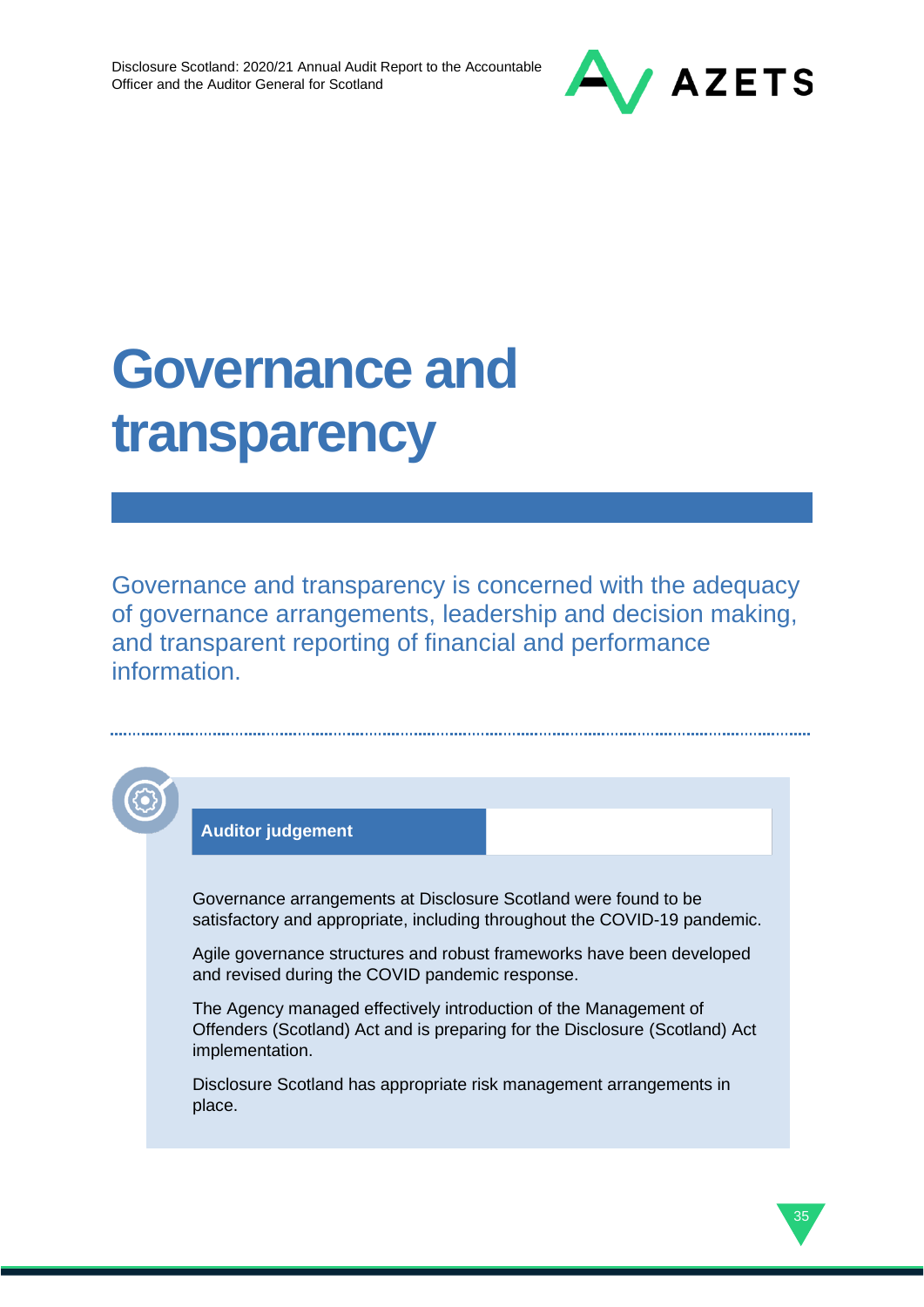# Governance and transparency

Governance and transparency is concerned with the adequacy of governance arrangements, leadership and decision making, and transparent reporting of financial and performance information.

**Auditor judgement**

Governance arrangements at Disclosure Scotland were found to be satisfactory and appropriate, including throughout the COVID-19 pandemic.

Agile governance structures and robust frameworks have been developed and revised during the COVID pandemic response.

The Agency managed effectively introduction of the Management of Offenders (Scotland) Act and is preparing for the Disclosure (Scotland) Act implementation.

Disclosure Scotland has appropriate risk management arrangements in place.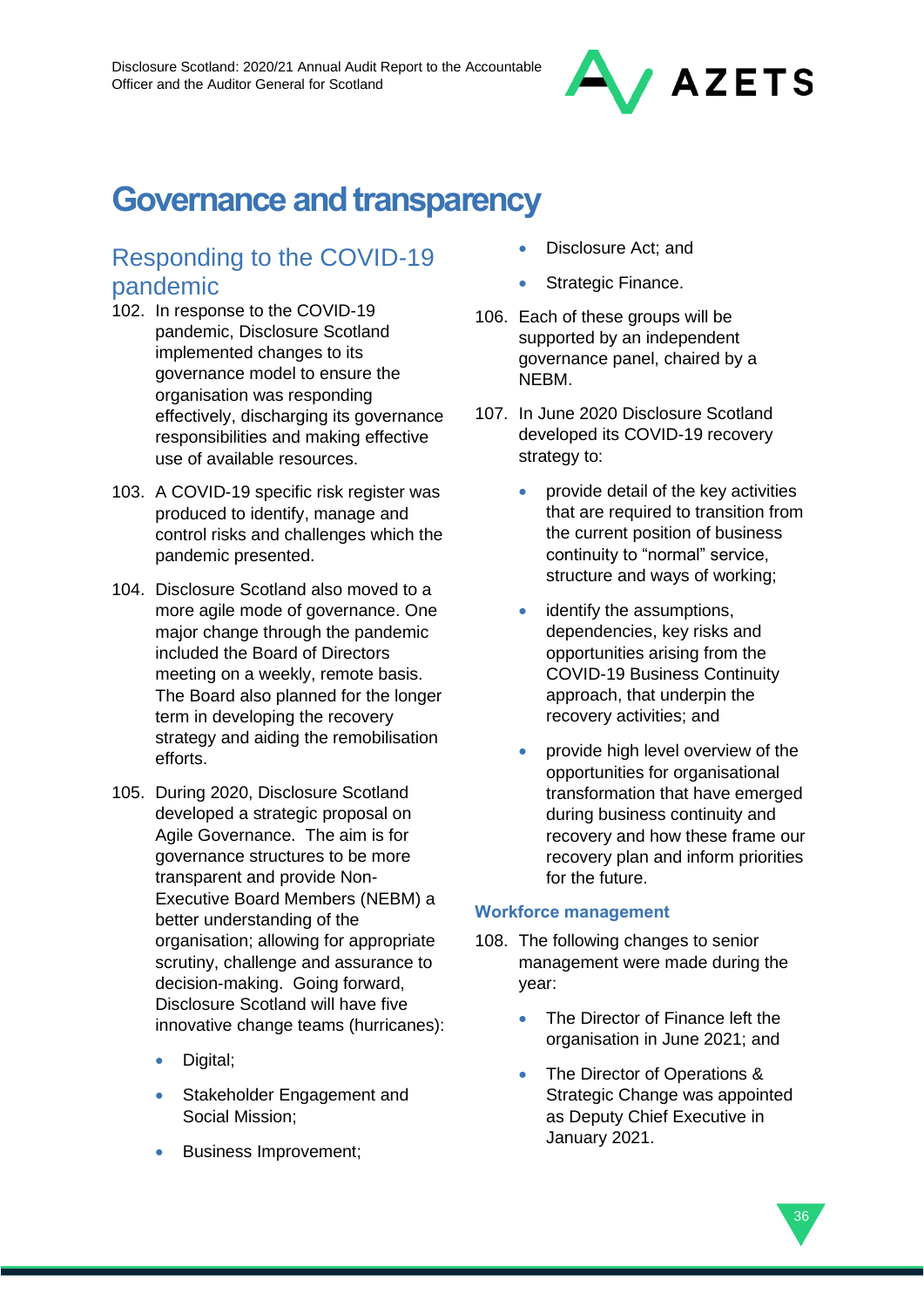# Governance and transparency

## Responding to the COVID-19 pandemic

102. In response to the COVID-19 pandemic, Disclosure Scotland implemented changes to its governance model to ensure the organisation was responding effectively, discharging its governance responsibilities and making effective use of available resources.

103. A COVID-19 specific risk register was produced to identify, manage and control risks and challenges which the pandemic presented.

104. Disclosure Scotland also moved to a more agile mode of governance. One major change through the pandemic included the Board of Directors meeting on a weekly, remote basis. The Board also planned for the longer term in developing the recovery strategy and aiding the remobilisation efforts.

105. During 2020, Disclosure Scotland developed a strategic proposal on Agile Governance. The aim is for governance structures to be more transparent and provide Non-Executive Board Members (NEBM) a better understanding of the organisation; allowing for appropriate scrutiny, challenge and assurance to decision-making. Going forward, Disclosure Scotland will have five innovative change teams (hurricanes):

    - Digital;
    - Stakeholder Engagement and Social Mission;
    - Business Improvement;
    - Disclosure Act; and
    - Strategic Finance.

106. Each of these groups will be supported by an independent governance panel, chaired by a NEBM.

107. In June 2020 Disclosure Scotland developed its COVID-19 recovery strategy to:

    - provide detail of the key activities that are required to transition from the current position of business continuity to "normal" service, structure and ways of working;
    - identify the assumptions, dependencies, key risks and opportunities arising from the COVID-19 Business Continuity approach, that underpin the recovery activities; and
    - provide high level overview of the opportunities for organisational transformation that have emerged during business continuity and recovery and how these frame our recovery plan and inform priorities for the future.

### Workforce management

108. The following changes to senior management were made during the year:

    - The Director of Finance left the organisation in June 2021; and
    - The Director of Operations & Strategic Change was appointed as Deputy Chief Executive in January 2021.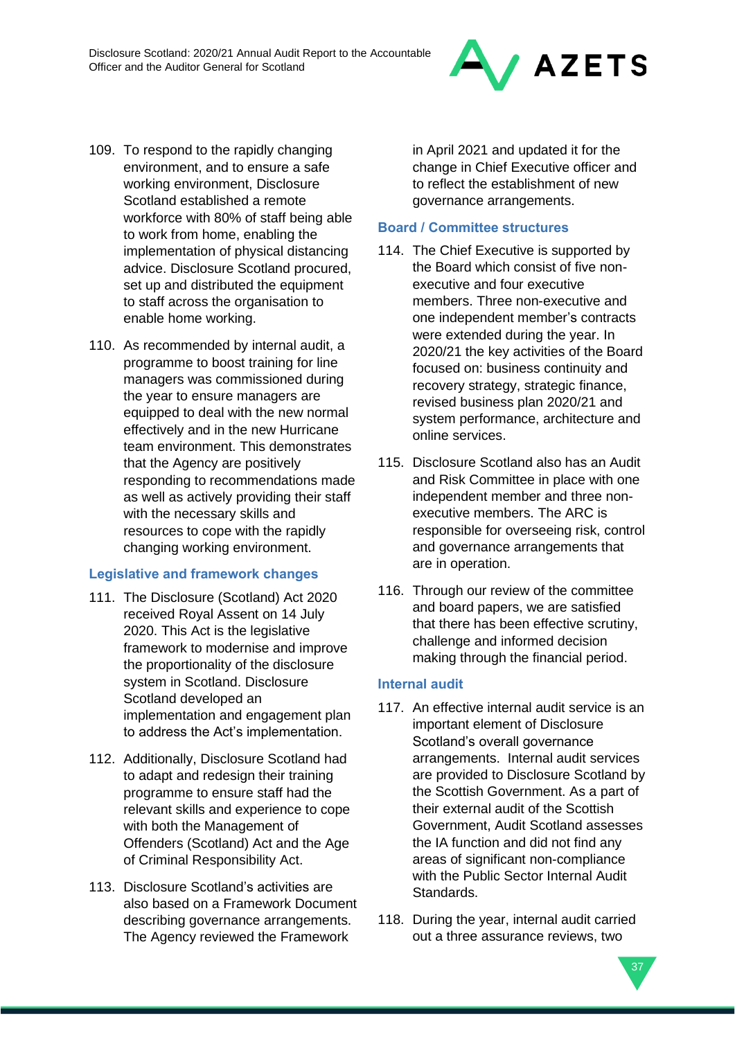109. To respond to the rapidly changing environment, and to ensure a safe working environment, Disclosure Scotland established a remote workforce with 80% of staff being able to work from home, enabling the implementation of physical distancing advice. Disclosure Scotland procured, set up and distributed the equipment to staff across the organisation to enable home working.

110. As recommended by internal audit, a programme to boost training for line managers was commissioned during the year to ensure managers are equipped to deal with the new normal effectively and in the new Hurricane team environment. This demonstrates that the Agency are positively responding to recommendations made as well as actively providing their staff with the necessary skills and resources to cope with the rapidly changing working environment.

### Legislative and framework changes

111. The Disclosure (Scotland) Act 2020 received Royal Assent on 14 July 2020. This Act is the legislative framework to modernise and improve the proportionality of the disclosure system in Scotland. Disclosure Scotland developed an implementation and engagement plan to address the Act's implementation.

112. Additionally, Disclosure Scotland had to adapt and redesign their training programme to ensure staff had the relevant skills and experience to cope with both the Management of Offenders (Scotland) Act and the Age of Criminal Responsibility Act.

113. Disclosure Scotland's activities are also based on a Framework Document describing governance arrangements. The Agency reviewed the Framework in April 2021 and updated it for the change in Chief Executive officer and to reflect the establishment of new governance arrangements.

### Board / Committee structures

114. The Chief Executive is supported by the Board which consist of five non-executive and four executive members. Three non-executive and one independent member's contracts were extended during the year. In 2020/21 the key activities of the Board focused on: business continuity and recovery strategy, strategic finance, revised business plan 2020/21 and system performance, architecture and online services.

115. Disclosure Scotland also has an Audit and Risk Committee in place with one independent member and three non-executive members. The ARC is responsible for overseeing risk, control and governance arrangements that are in operation.

116. Through our review of the committee and board papers, we are satisfied that there has been effective scrutiny, challenge and informed decision making through the financial period.

### Internal audit

117. An effective internal audit service is an important element of Disclosure Scotland's overall governance arrangements. Internal audit services are provided to Disclosure Scotland by the Scottish Government. As a part of their external audit of the Scottish Government, Audit Scotland assesses the IA function and did not find any areas of significant non-compliance with the Public Sector Internal Audit Standards.

118. During the year, internal audit carried out a three assurance reviews, two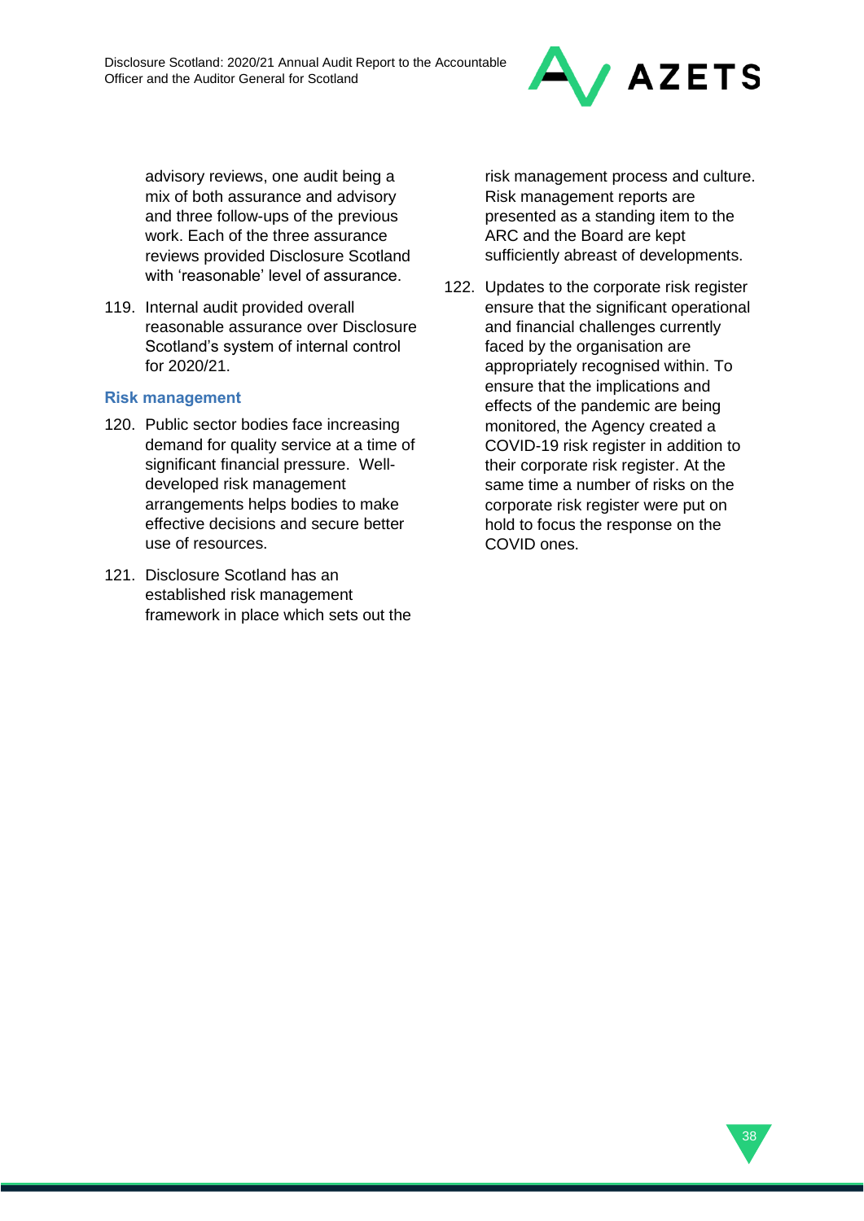advisory reviews, one audit being a mix of both assurance and advisory and three follow-ups of the previous work. Each of the three assurance reviews provided Disclosure Scotland with 'reasonable' level of assurance.

119. Internal audit provided overall reasonable assurance over Disclosure Scotland's system of internal control for 2020/21.

### Risk management

120. Public sector bodies face increasing demand for quality service at a time of significant financial pressure. Well-developed risk management arrangements helps bodies to make effective decisions and secure better use of resources.

121. Disclosure Scotland has an established risk management framework in place which sets out the risk management process and culture. Risk management reports are presented as a standing item to the ARC and the Board are kept sufficiently abreast of developments.

122. Updates to the corporate risk register ensure that the significant operational and financial challenges currently faced by the organisation are appropriately recognised within. To ensure that the implications and effects of the pandemic are being monitored, the Agency created a COVID-19 risk register in addition to their corporate risk register. At the same time a number of risks on the corporate risk register were put on hold to focus the response on the COVID ones.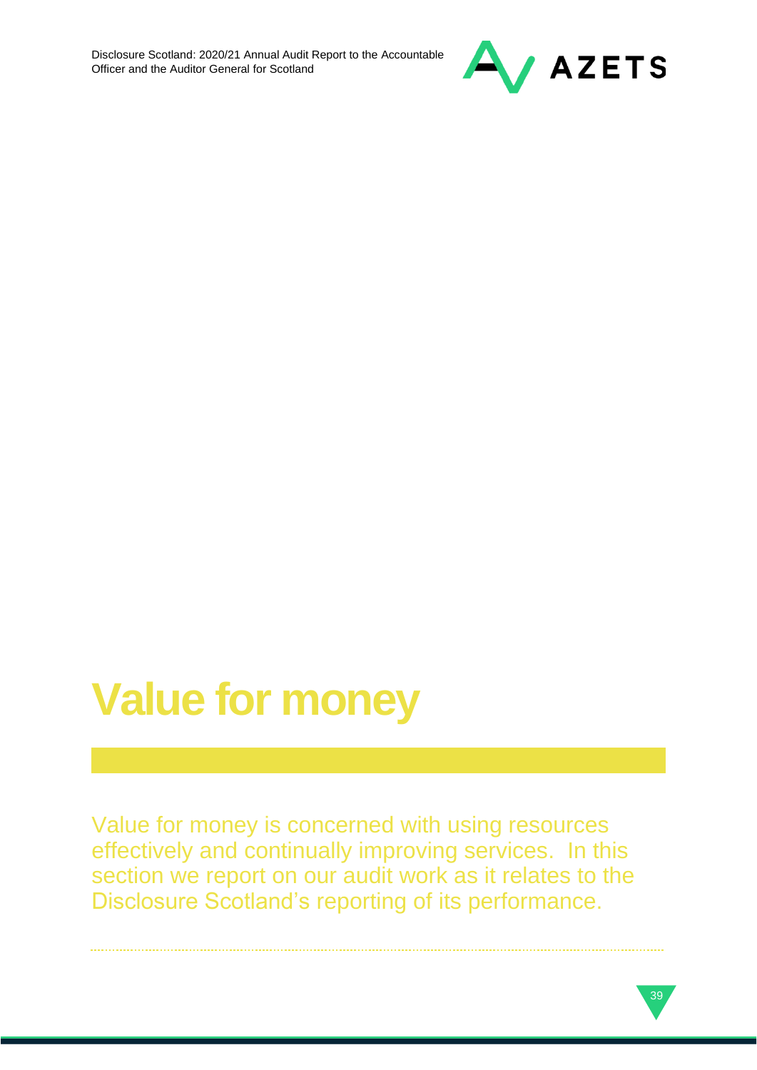# Value for money

Value for money is concerned with using resources effectively and continually improving services. In this section we report on our audit work as it relates to the Disclosure Scotland's reporting of its performance.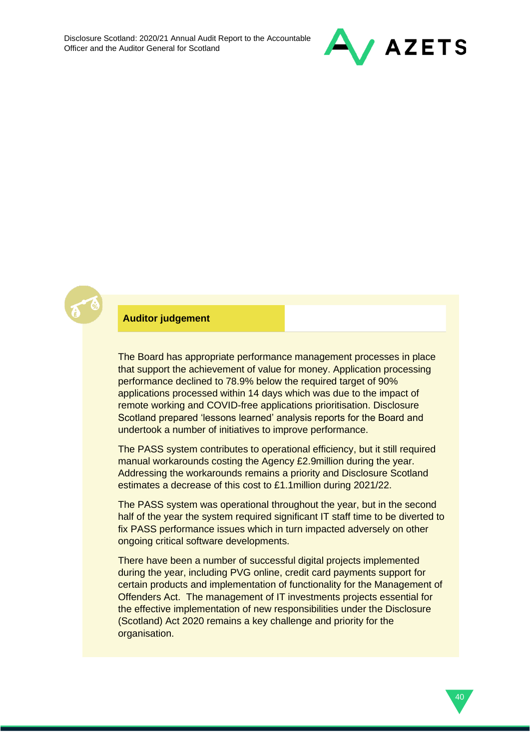**Auditor judgement**

The Board has appropriate performance management processes in place that support the achievement of value for money. Application processing performance declined to 78.9% below the required target of 90% applications processed within 14 days which was due to the impact of remote working and COVID-free applications prioritisation. Disclosure Scotland prepared 'lessons learned' analysis reports for the Board and undertook a number of initiatives to improve performance.

The PASS system contributes to operational efficiency, but it still required manual workarounds costing the Agency £2.9million during the year. Addressing the workarounds remains a priority and Disclosure Scotland estimates a decrease of this cost to £1.1million during 2021/22.

The PASS system was operational throughout the year, but in the second half of the year the system required significant IT staff time to be diverted to fix PASS performance issues which in turn impacted adversely on other ongoing critical software developments.

There have been a number of successful digital projects implemented during the year, including PVG online, credit card payments support for certain products and implementation of functionality for the Management of Offenders Act. The management of IT investments projects essential for the effective implementation of new responsibilities under the Disclosure (Scotland) Act 2020 remains a key challenge and priority for the organisation.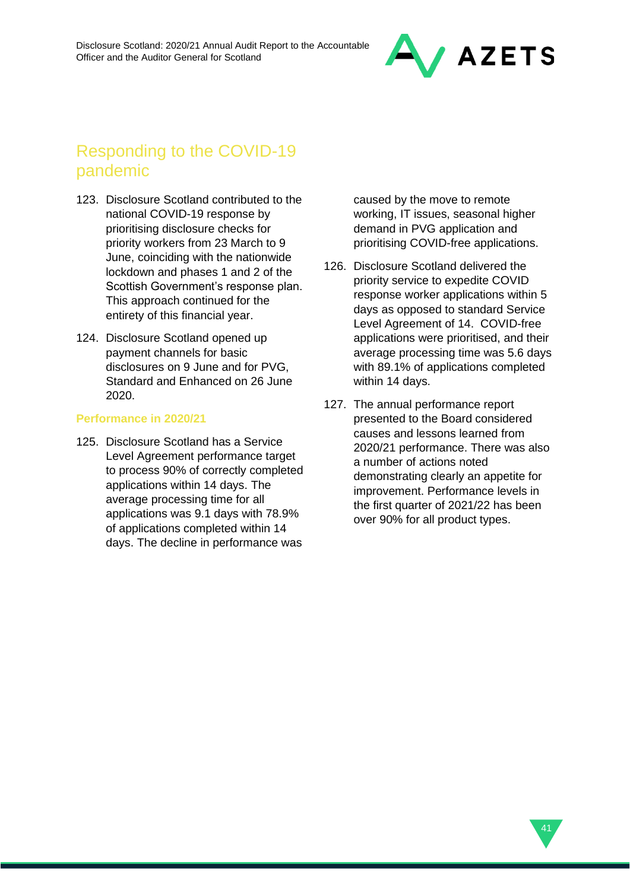## Responding to the COVID-19 pandemic

123. Disclosure Scotland contributed to the national COVID-19 response by prioritising disclosure checks for priority workers from 23 March to 9 June, coinciding with the nationwide lockdown and phases 1 and 2 of the Scottish Government's response plan. This approach continued for the entirety of this financial year.

124. Disclosure Scotland opened up payment channels for basic disclosures on 9 June and for PVG, Standard and Enhanced on 26 June 2020.

### Performance in 2020/21

125. Disclosure Scotland has a Service Level Agreement performance target to process 90% of correctly completed applications within 14 days. The average processing time for all applications was 9.1 days with 78.9% of applications completed within 14 days. The decline in performance was caused by the move to remote working, IT issues, seasonal higher demand in PVG application and prioritising COVID-free applications.

126. Disclosure Scotland delivered the priority service to expedite COVID response worker applications within 5 days as opposed to standard Service Level Agreement of 14. COVID-free applications were prioritised, and their average processing time was 5.6 days with 89.1% of applications completed within 14 days.

127. The annual performance report presented to the Board considered causes and lessons learned from 2020/21 performance. There was also a number of actions noted demonstrating clearly an appetite for improvement. Performance levels in the first quarter of 2021/22 has been over 90% for all product types.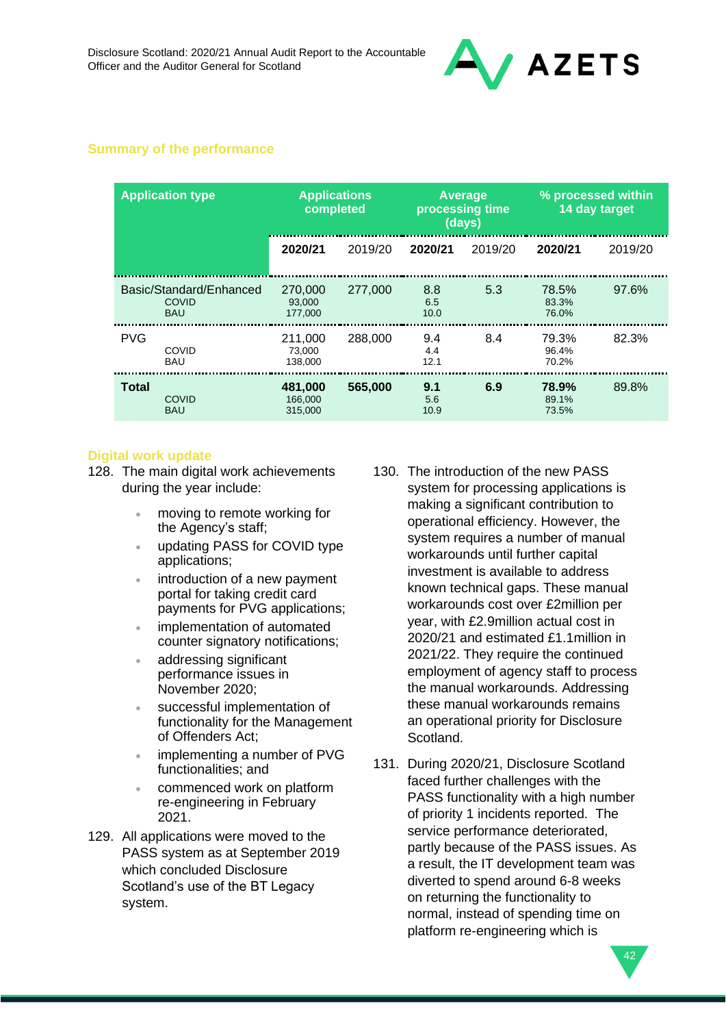## Summary of the performance

| Application type | Applications completed | | Average processing time (days) | | % processed within 14 day target | |
|---|---|---|---|---|---|---|
| | **2020/21** | 2019/20 | **2020/21** | 2019/20 | **2020/21** | 2019/20 |
| Basic/Standard/Enhanced | 270,000 | 277,000 | 8.8 | 5.3 | 78.5% | 97.6% |
| COVID | 93,000 | | 6.5 | | 83.3% | |
| BAU | 177,000 | | 10.0 | | 76.0% | |
| PVG | 211,000 | 288,000 | 9.4 | 8.4 | 79.3% | 82.3% |
| COVID | 73,000 | | 4.4 | | 96.4% | |
| BAU | 138,000 | | 12.1 | | 70.2% | |
| **Total** | **481,000** | **565,000** | **9.1** | **6.9** | **78.9%** | 89.8% |
| COVID | 166,000 | | 5.6 | | 89.1% | |
| BAU | 315,000 | | 10.9 | | 73.5% | |

## Digital work update

128. The main digital work achievements during the year include:

- moving to remote working for the Agency's staff;
- updating PASS for COVID type applications;
- introduction of a new payment portal for taking credit card payments for PVG applications;
- implementation of automated counter signatory notifications;
- addressing significant performance issues in November 2020;
- successful implementation of functionality for the Management of Offenders Act;
- implementing a number of PVG functionalities; and
- commenced work on platform re-engineering in February 2021.

129. All applications were moved to the PASS system as at September 2019 which concluded Disclosure Scotland's use of the BT Legacy system.

130. The introduction of the new PASS system for processing applications is making a significant contribution to operational efficiency. However, the system requires a number of manual workarounds until further capital investment is available to address known technical gaps. These manual workarounds cost over £2million per year, with £2.9million actual cost in 2020/21 and estimated £1.1million in 2021/22. They require the continued employment of agency staff to process the manual workarounds. Addressing these manual workarounds remains an operational priority for Disclosure Scotland.

131. During 2020/21, Disclosure Scotland faced further challenges with the PASS functionality with a high number of priority 1 incidents reported. The service performance deteriorated, partly because of the PASS issues. As a result, the IT development team was diverted to spend around 6-8 weeks on returning the functionality to normal, instead of spending time on platform re-engineering which is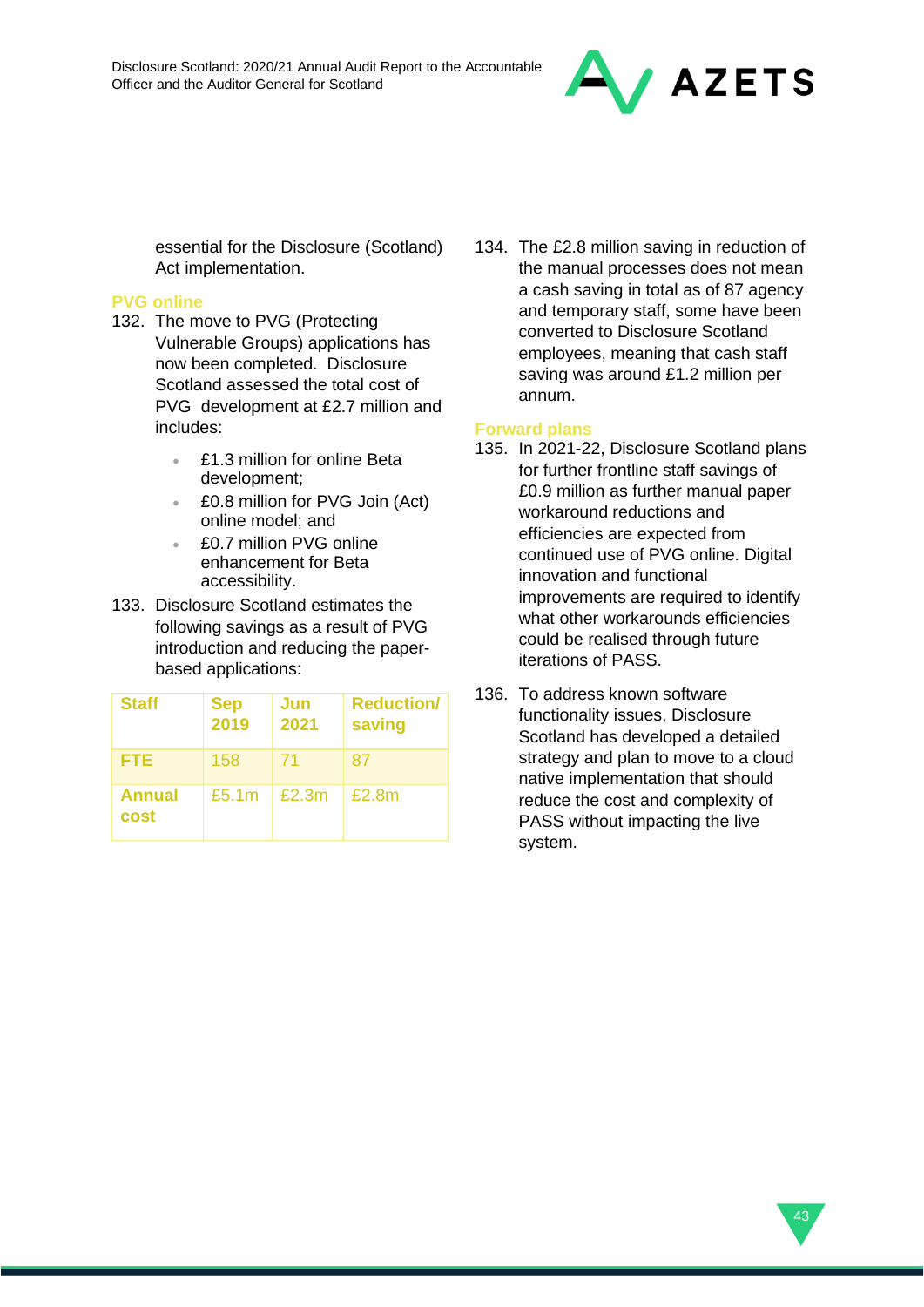essential for the Disclosure (Scotland) Act implementation.

### PVG online

132. The move to PVG (Protecting Vulnerable Groups) applications has now been completed. Disclosure Scotland assessed the total cost of PVG development at £2.7 million and includes:

- £1.3 million for online Beta development;
- £0.8 million for PVG Join (Act) online model; and
- £0.7 million PVG online enhancement for Beta accessibility.

133. Disclosure Scotland estimates the following savings as a result of PVG introduction and reducing the paper-based applications:

| Staff | Sep 2019 | Jun 2021 | Reduction/ saving |
|---|---|---|---|
| FTE | 158 | 71 | 87 |
| Annual cost | £5.1m | £2.3m | £2.8m |

134. The £2.8 million saving in reduction of the manual processes does not mean a cash saving in total as of 87 agency and temporary staff, some have been converted to Disclosure Scotland employees, meaning that cash staff saving was around £1.2 million per annum.

### Forward plans

135. In 2021-22, Disclosure Scotland plans for further frontline staff savings of £0.9 million as further manual paper workaround reductions and efficiencies are expected from continued use of PVG online. Digital innovation and functional improvements are required to identify what other workarounds efficiencies could be realised through future iterations of PASS.

136. To address known software functionality issues, Disclosure Scotland has developed a detailed strategy and plan to move to a cloud native implementation that should reduce the cost and complexity of PASS without impacting the live system.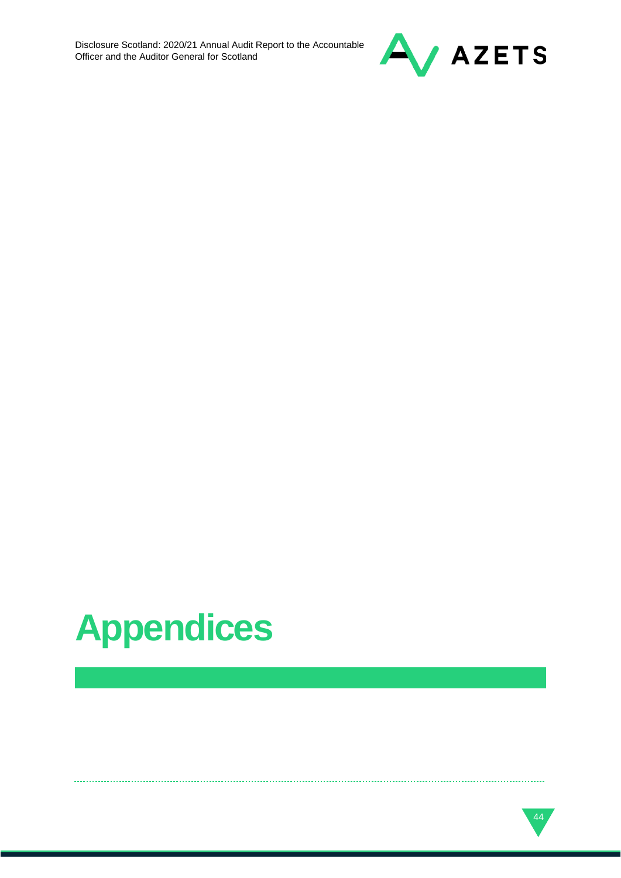# Appendices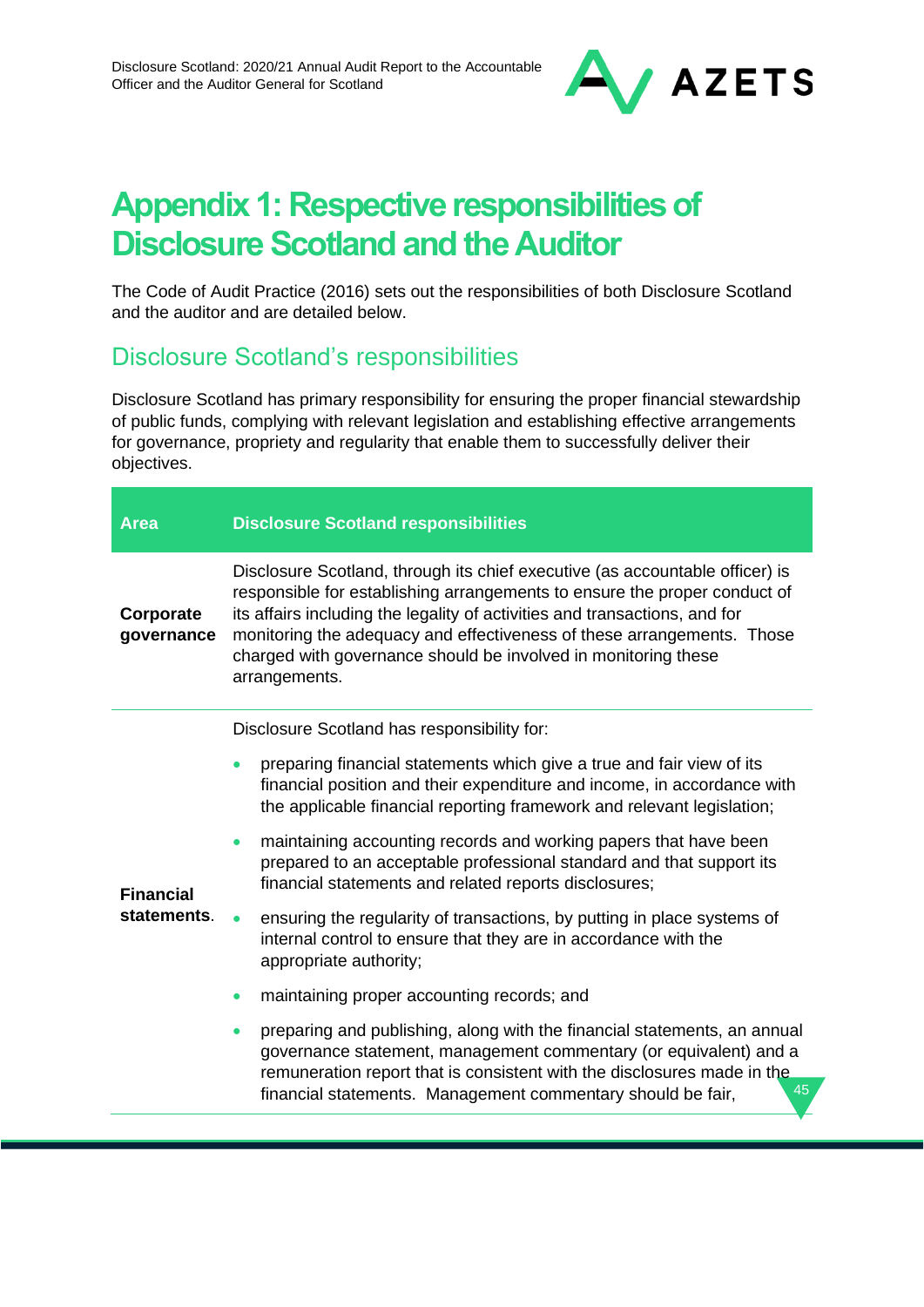# Appendix 1: Respective responsibilities of Disclosure Scotland and the Auditor

The Code of Audit Practice (2016) sets out the responsibilities of both Disclosure Scotland and the auditor and are detailed below.

## Disclosure Scotland's responsibilities

Disclosure Scotland has primary responsibility for ensuring the proper financial stewardship of public funds, complying with relevant legislation and establishing effective arrangements for governance, propriety and regularity that enable them to successfully deliver their objectives.

| Area | Disclosure Scotland responsibilities |
|---|---|
| **Corporate governance** | Disclosure Scotland, through its chief executive (as accountable officer) is responsible for establishing arrangements to ensure the proper conduct of its affairs including the legality of activities and transactions, and for monitoring the adequacy and effectiveness of these arrangements. Those charged with governance should be involved in monitoring these arrangements. |
| **Financial statements**. | Disclosure Scotland has responsibility for:<br>• preparing financial statements which give a true and fair view of its financial position and their expenditure and income, in accordance with the applicable financial reporting framework and relevant legislation;<br>• maintaining accounting records and working papers that have been prepared to an acceptable professional standard and that support its financial statements and related reports disclosures;<br>• ensuring the regularity of transactions, by putting in place systems of internal control to ensure that they are in accordance with the appropriate authority;<br>• maintaining proper accounting records; and<br>• preparing and publishing, along with the financial statements, an annual governance statement, management commentary (or equivalent) and a remuneration report that is consistent with the disclosures made in the financial statements. Management commentary should be fair, |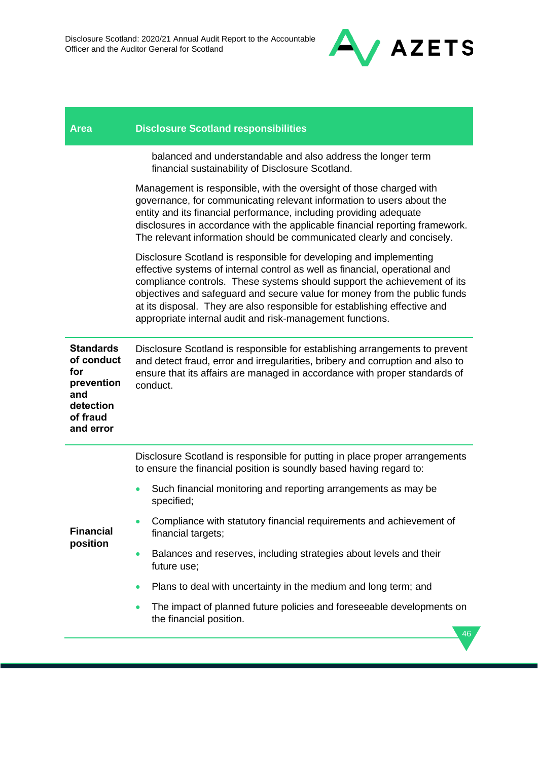| Area | Disclosure Scotland responsibilities |
| --- | --- |
| | balanced and understandable and also address the longer term financial sustainability of Disclosure Scotland.<br><br>Management is responsible, with the oversight of those charged with governance, for communicating relevant information to users about the entity and its financial performance, including providing adequate disclosures in accordance with the applicable financial reporting framework. The relevant information should be communicated clearly and concisely.<br><br>Disclosure Scotland is responsible for developing and implementing effective systems of internal control as well as financial, operational and compliance controls. These systems should support the achievement of its objectives and safeguard and secure value for money from the public funds at its disposal. They are also responsible for establishing effective and appropriate internal audit and risk-management functions. |
| **Standards of conduct for prevention and detection of fraud and error** | Disclosure Scotland is responsible for establishing arrangements to prevent and detect fraud, error and irregularities, bribery and corruption and also to ensure that its affairs are managed in accordance with proper standards of conduct. |
| **Financial position** | Disclosure Scotland is responsible for putting in place proper arrangements to ensure the financial position is soundly based having regard to:<br><br>• Such financial monitoring and reporting arrangements as may be specified;<br>• Compliance with statutory financial requirements and achievement of financial targets;<br>• Balances and reserves, including strategies about levels and their future use;<br>• Plans to deal with uncertainty in the medium and long term; and<br>• The impact of planned future policies and foreseeable developments on the financial position. |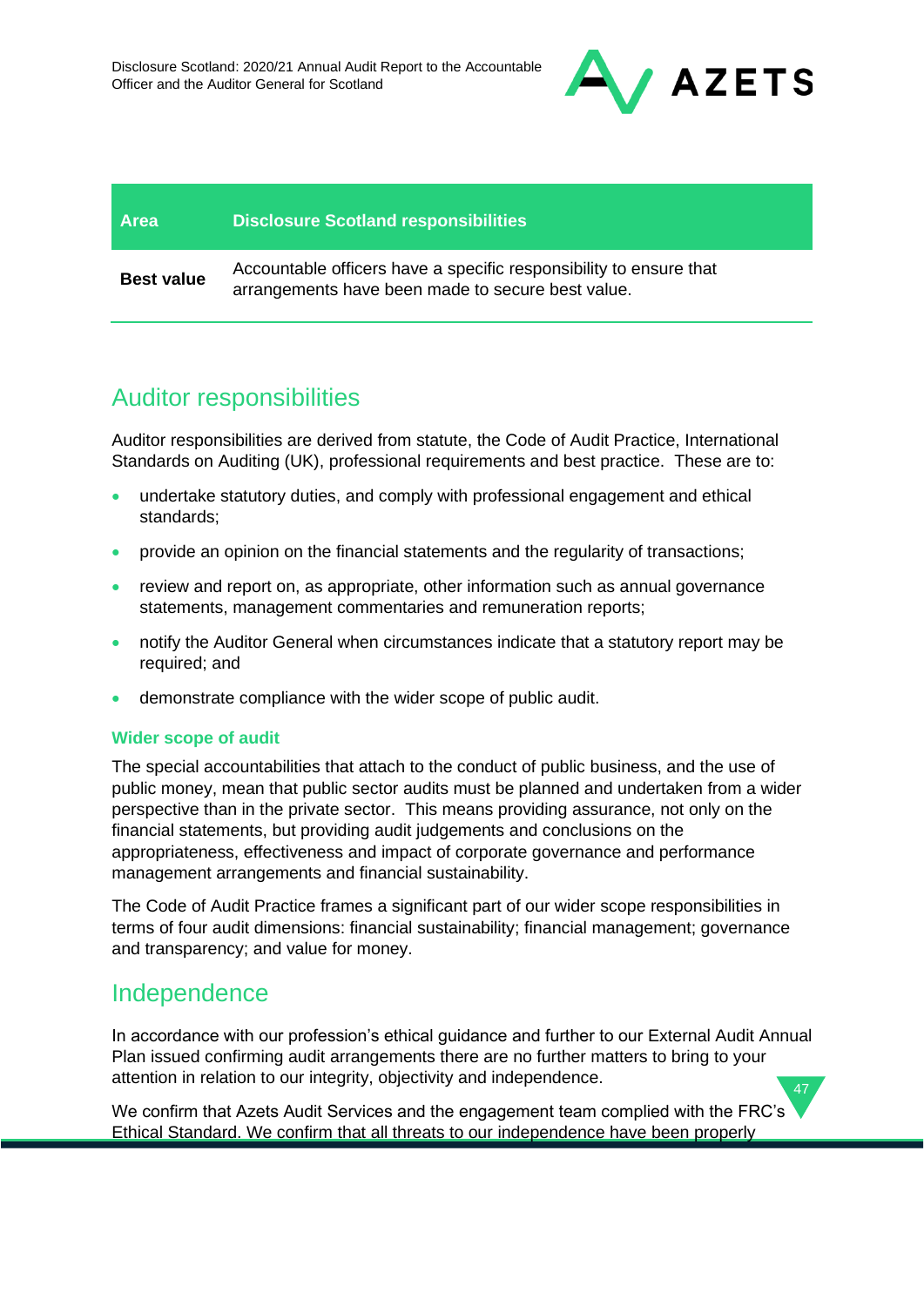| Area | Disclosure Scotland responsibilities |
| --- | --- |
| **Best value** | Accountable officers have a specific responsibility to ensure that arrangements have been made to secure best value. |

## Auditor responsibilities

Auditor responsibilities are derived from statute, the Code of Audit Practice, International Standards on Auditing (UK), professional requirements and best practice. These are to:

- undertake statutory duties, and comply with professional engagement and ethical standards;
- provide an opinion on the financial statements and the regularity of transactions;
- review and report on, as appropriate, other information such as annual governance statements, management commentaries and remuneration reports;
- notify the Auditor General when circumstances indicate that a statutory report may be required; and
- demonstrate compliance with the wider scope of public audit.

### Wider scope of audit

The special accountabilities that attach to the conduct of public business, and the use of public money, mean that public sector audits must be planned and undertaken from a wider perspective than in the private sector. This means providing assurance, not only on the financial statements, but providing audit judgements and conclusions on the appropriateness, effectiveness and impact of corporate governance and performance management arrangements and financial sustainability.

The Code of Audit Practice frames a significant part of our wider scope responsibilities in terms of four audit dimensions: financial sustainability; financial management; governance and transparency; and value for money.

## Independence

In accordance with our profession's ethical guidance and further to our External Audit Annual Plan issued confirming audit arrangements there are no further matters to bring to your attention in relation to our integrity, objectivity and independence.

We confirm that Azets Audit Services and the engagement team complied with the FRC's Ethical Standard. We confirm that all threats to our independence have been properly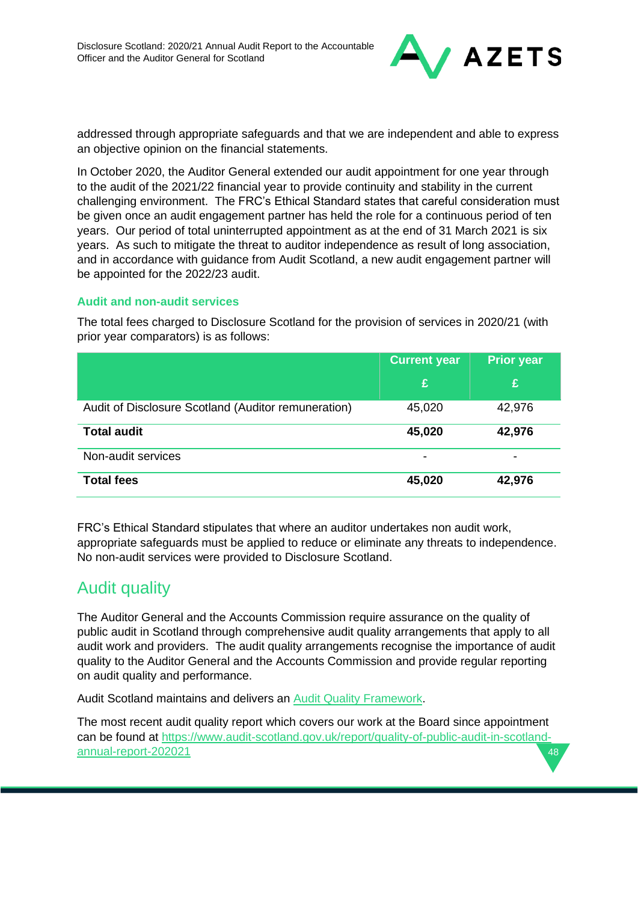addressed through appropriate safeguards and that we are independent and able to express an objective opinion on the financial statements.

In October 2020, the Auditor General extended our audit appointment for one year through to the audit of the 2021/22 financial year to provide continuity and stability in the current challenging environment. The FRC's Ethical Standard states that careful consideration must be given once an audit engagement partner has held the role for a continuous period of ten years. Our period of total uninterrupted appointment as at the end of 31 March 2021 is six years. As such to mitigate the threat to auditor independence as result of long association, and in accordance with guidance from Audit Scotland, a new audit engagement partner will be appointed for the 2022/23 audit.

### Audit and non-audit services

The total fees charged to Disclosure Scotland for the provision of services in 2020/21 (with prior year comparators) is as follows:

| | Current year £ | Prior year £ |
|---|---|---|
| Audit of Disclosure Scotland (Auditor remuneration) | 45,020 | 42,976 |
| **Total audit** | **45,020** | **42,976** |
| Non-audit services | - | - |
| **Total fees** | **45,020** | **42,976** |

FRC's Ethical Standard stipulates that where an auditor undertakes non audit work, appropriate safeguards must be applied to reduce or eliminate any threats to independence. No non-audit services were provided to Disclosure Scotland.

## Audit quality

The Auditor General and the Accounts Commission require assurance on the quality of public audit in Scotland through comprehensive audit quality arrangements that apply to all audit work and providers. The audit quality arrangements recognise the importance of audit quality to the Auditor General and the Accounts Commission and provide regular reporting on audit quality and performance.

Audit Scotland maintains and delivers an [Audit Quality Framework](#).

The most recent audit quality report which covers our work at the Board since appointment can be found at https://www.audit-scotland.gov.uk/report/quality-of-public-audit-in-scotland-annual-report-202021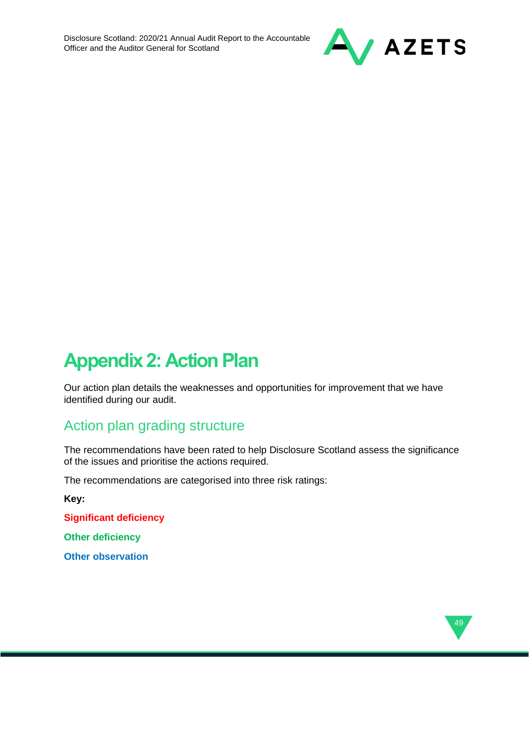# Appendix 2: Action Plan

Our action plan details the weaknesses and opportunities for improvement that we have identified during our audit.

## Action plan grading structure

The recommendations have been rated to help Disclosure Scotland assess the significance of the issues and prioritise the actions required.

The recommendations are categorised into three risk ratings:

**Key:**

**Significant deficiency**

**Other deficiency**

**Other observation**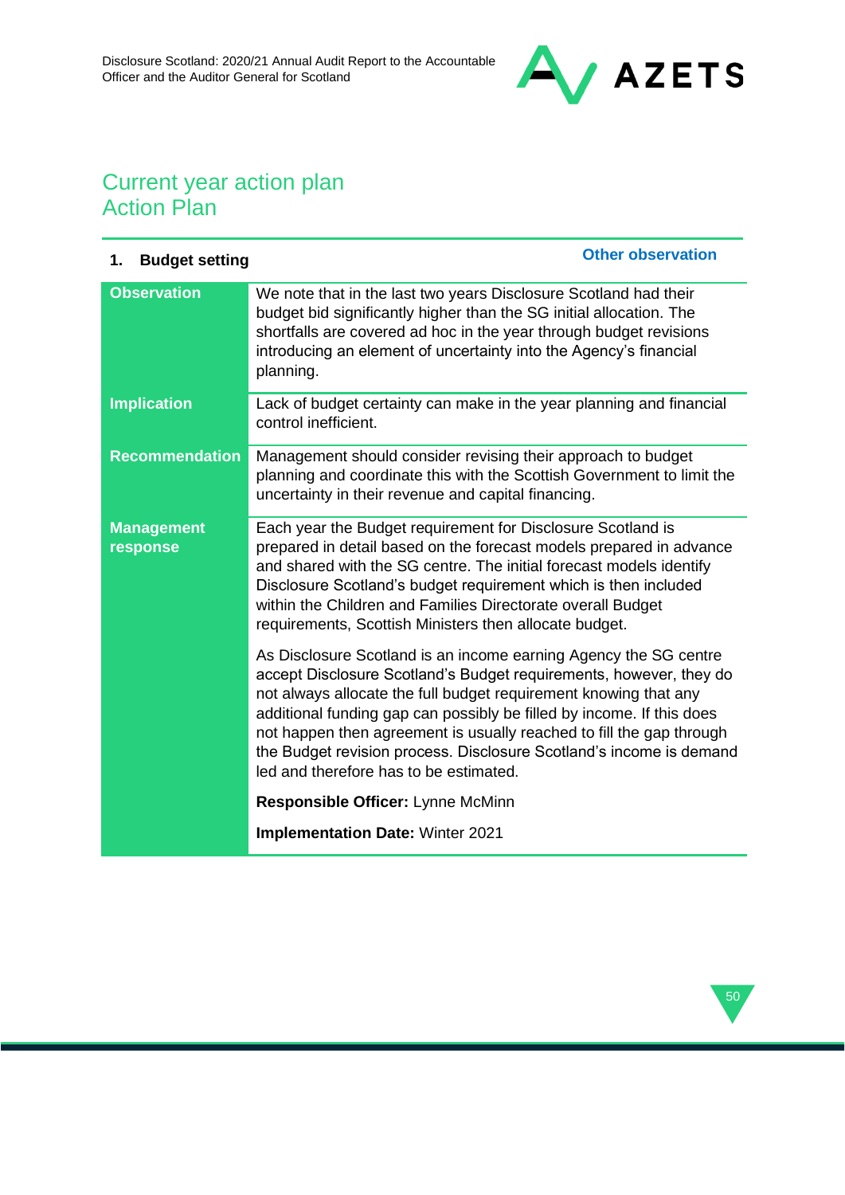## Current year action plan
## Action Plan

| **1. Budget setting** | **Other observation** |
|---|---|
| **Observation** | We note that in the last two years Disclosure Scotland had their budget bid significantly higher than the SG initial allocation. The shortfalls are covered ad hoc in the year through budget revisions introducing an element of uncertainty into the Agency's financial planning. |
| **Implication** | Lack of budget certainty can make in the year planning and financial control inefficient. |
| **Recommendation** | Management should consider revising their approach to budget planning and coordinate this with the Scottish Government to limit the uncertainty in their revenue and capital financing. |
| **Management response** | Each year the Budget requirement for Disclosure Scotland is prepared in detail based on the forecast models prepared in advance and shared with the SG centre. The initial forecast models identify Disclosure Scotland's budget requirement which is then included within the Children and Families Directorate overall Budget requirements, Scottish Ministers then allocate budget.<br><br>As Disclosure Scotland is an income earning Agency the SG centre accept Disclosure Scotland's Budget requirements, however, they do not always allocate the full budget requirement knowing that any additional funding gap can possibly be filled by income. If this does not happen then agreement is usually reached to fill the gap through the Budget revision process. Disclosure Scotland's income is demand led and therefore has to be estimated.<br><br>**Responsible Officer:** Lynne McMinn<br><br>**Implementation Date:** Winter 2021 |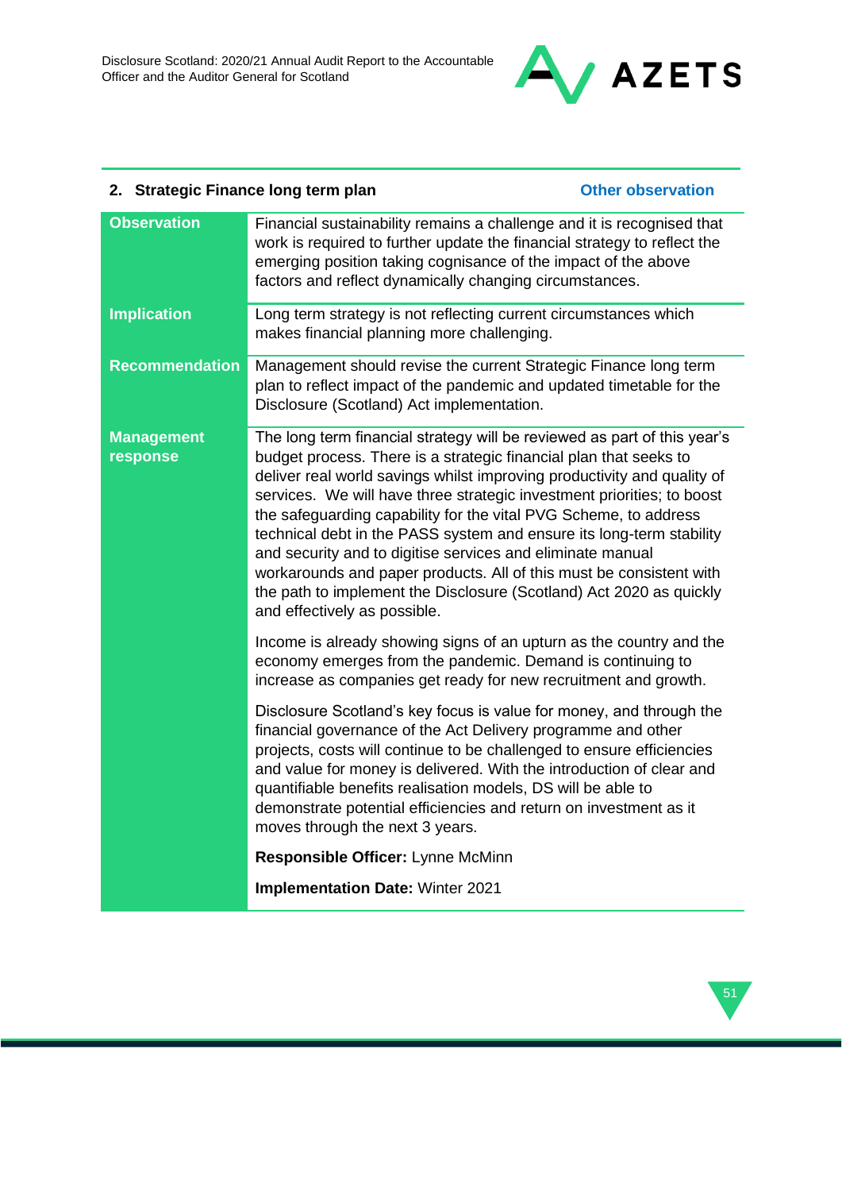| 2. Strategic Finance long term plan | Other observation |
|---|---|
| **Observation** | Financial sustainability remains a challenge and it is recognised that work is required to further update the financial strategy to reflect the emerging position taking cognisance of the impact of the above factors and reflect dynamically changing circumstances. |
| **Implication** | Long term strategy is not reflecting current circumstances which makes financial planning more challenging. |
| **Recommendation** | Management should revise the current Strategic Finance long term plan to reflect impact of the pandemic and updated timetable for the Disclosure (Scotland) Act implementation. |
| **Management response** | The long term financial strategy will be reviewed as part of this year's budget process. There is a strategic financial plan that seeks to deliver real world savings whilst improving productivity and quality of services. We will have three strategic investment priorities; to boost the safeguarding capability for the vital PVG Scheme, to address technical debt in the PASS system and ensure its long-term stability and security and to digitise services and eliminate manual workarounds and paper products. All of this must be consistent with the path to implement the Disclosure (Scotland) Act 2020 as quickly and effectively as possible.<br><br>Income is already showing signs of an upturn as the country and the economy emerges from the pandemic. Demand is continuing to increase as companies get ready for new recruitment and growth.<br><br>Disclosure Scotland's key focus is value for money, and through the financial governance of the Act Delivery programme and other projects, costs will continue to be challenged to ensure efficiencies and value for money is delivered. With the introduction of clear and quantifiable benefits realisation models, DS will be able to demonstrate potential efficiencies and return on investment as it moves through the next 3 years.<br><br>**Responsible Officer:** Lynne McMinn<br><br>**Implementation Date:** Winter 2021 |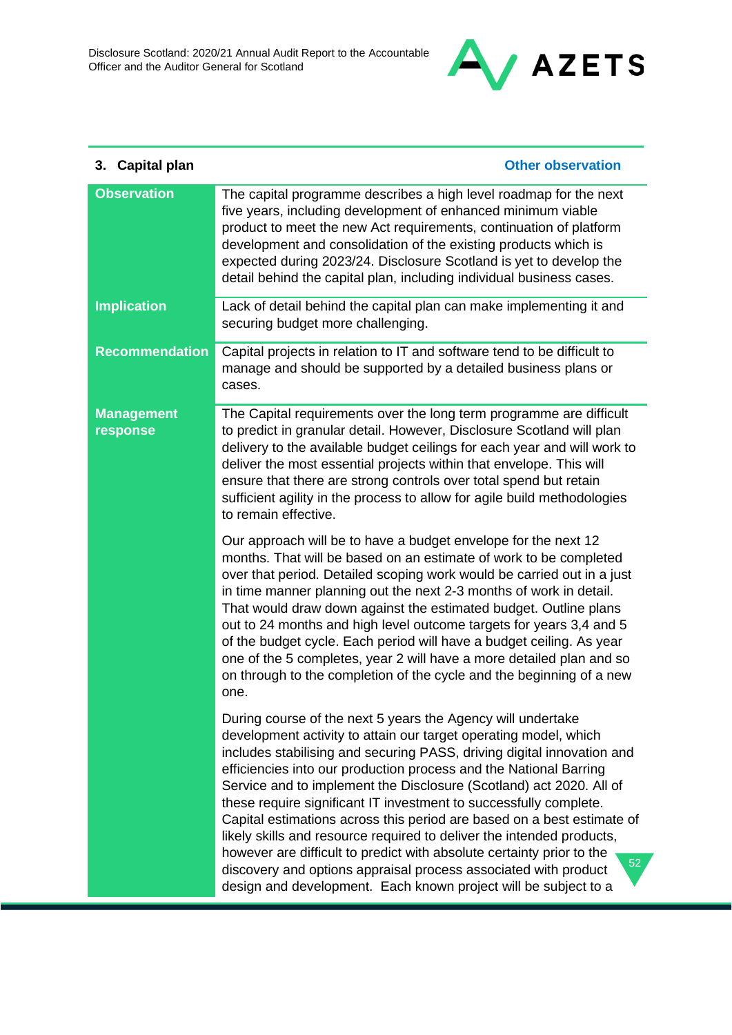| 3. Capital plan | Other observation |
|---|---|
| **Observation** | The capital programme describes a high level roadmap for the next five years, including development of enhanced minimum viable product to meet the new Act requirements, continuation of platform development and consolidation of the existing products which is expected during 2023/24. Disclosure Scotland is yet to develop the detail behind the capital plan, including individual business cases. |
| **Implication** | Lack of detail behind the capital plan can make implementing it and securing budget more challenging. |
| **Recommendation** | Capital projects in relation to IT and software tend to be difficult to manage and should be supported by a detailed business plans or cases. |
| **Management response** | The Capital requirements over the long term programme are difficult to predict in granular detail. However, Disclosure Scotland will plan delivery to the available budget ceilings for each year and will work to deliver the most essential projects within that envelope. This will ensure that there are strong controls over total spend but retain sufficient agility in the process to allow for agile build methodologies to remain effective.<br><br>Our approach will be to have a budget envelope for the next 12 months. That will be based on an estimate of work to be completed over that period. Detailed scoping work would be carried out in a just in time manner planning out the next 2-3 months of work in detail. That would draw down against the estimated budget. Outline plans out to 24 months and high level outcome targets for years 3,4 and 5 of the budget cycle. Each period will have a budget ceiling. As year one of the 5 completes, year 2 will have a more detailed plan and so on through to the completion of the cycle and the beginning of a new one.<br><br>During course of the next 5 years the Agency will undertake development activity to attain our target operating model, which includes stabilising and securing PASS, driving digital innovation and efficiencies into our production process and the National Barring Service and to implement the Disclosure (Scotland) act 2020. All of these require significant IT investment to successfully complete. Capital estimations across this period are based on a best estimate of likely skills and resource required to deliver the intended products, however are difficult to predict with absolute certainty prior to the discovery and options appraisal process associated with product design and development. Each known project will be subject to a |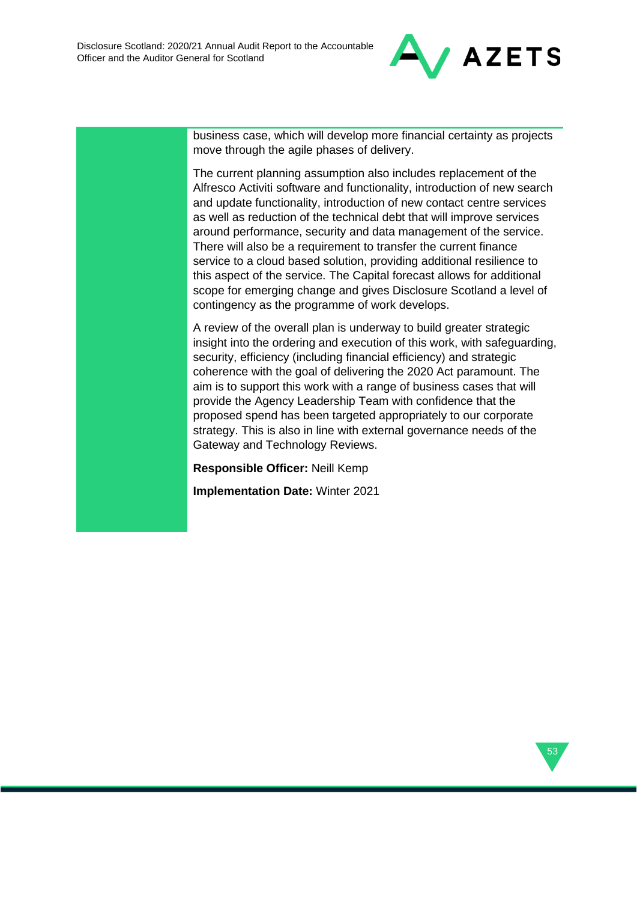business case, which will develop more financial certainty as projects move through the agile phases of delivery.

The current planning assumption also includes replacement of the Alfresco Activiti software and functionality, introduction of new search and update functionality, introduction of new contact centre services as well as reduction of the technical debt that will improve services around performance, security and data management of the service. There will also be a requirement to transfer the current finance service to a cloud based solution, providing additional resilience to this aspect of the service. The Capital forecast allows for additional scope for emerging change and gives Disclosure Scotland a level of contingency as the programme of work develops.

A review of the overall plan is underway to build greater strategic insight into the ordering and execution of this work, with safeguarding, security, efficiency (including financial efficiency) and strategic coherence with the goal of delivering the 2020 Act paramount. The aim is to support this work with a range of business cases that will provide the Agency Leadership Team with confidence that the proposed spend has been targeted appropriately to our corporate strategy. This is also in line with external governance needs of the Gateway and Technology Reviews.

**Responsible Officer:** Neill Kemp

**Implementation Date:** Winter 2021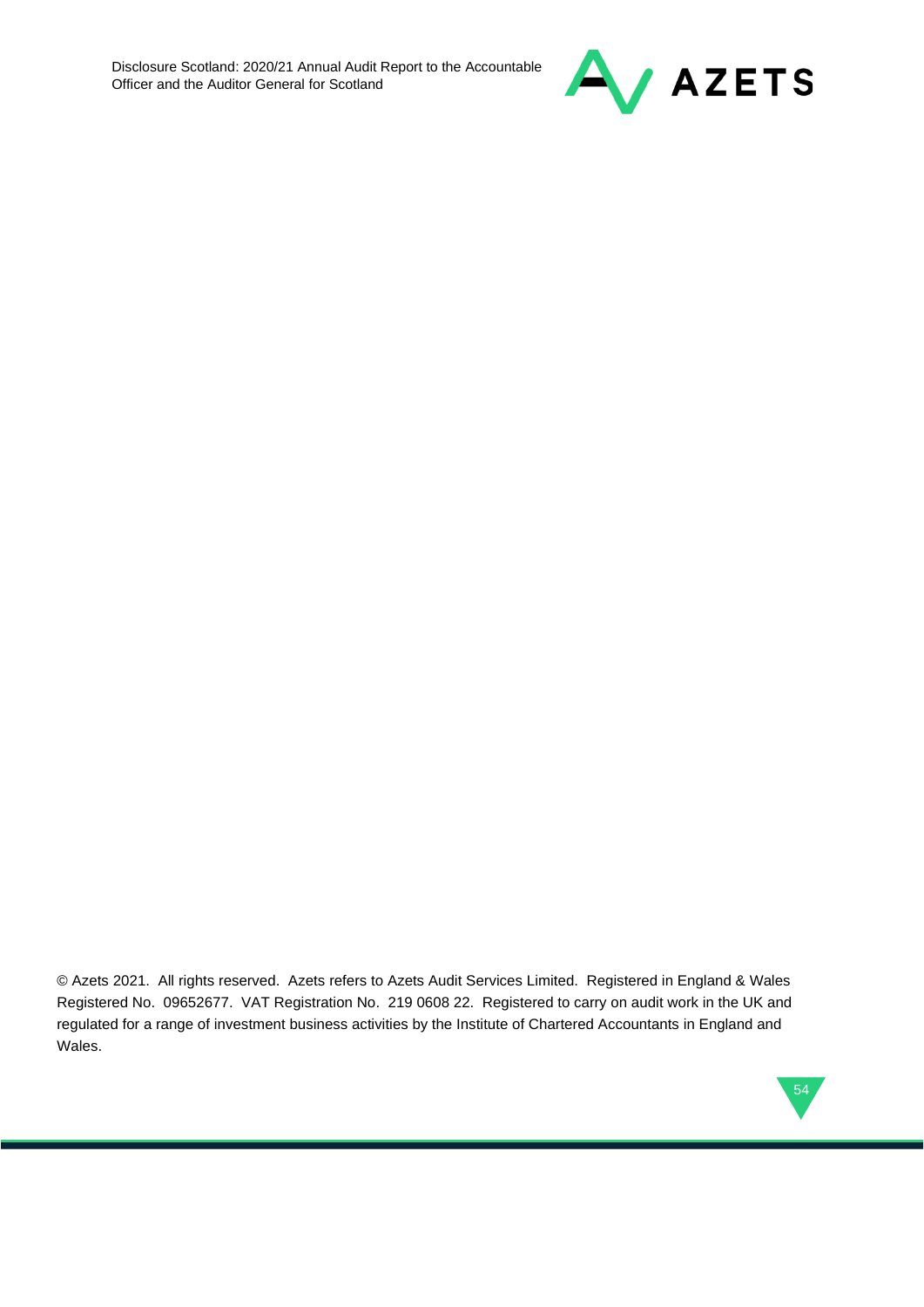© Azets 2021. All rights reserved. Azets refers to Azets Audit Services Limited. Registered in England & Wales Registered No. 09652677. VAT Registration No. 219 0608 22. Registered to carry on audit work in the UK and regulated for a range of investment business activities by the Institute of Chartered Accountants in England and Wales.